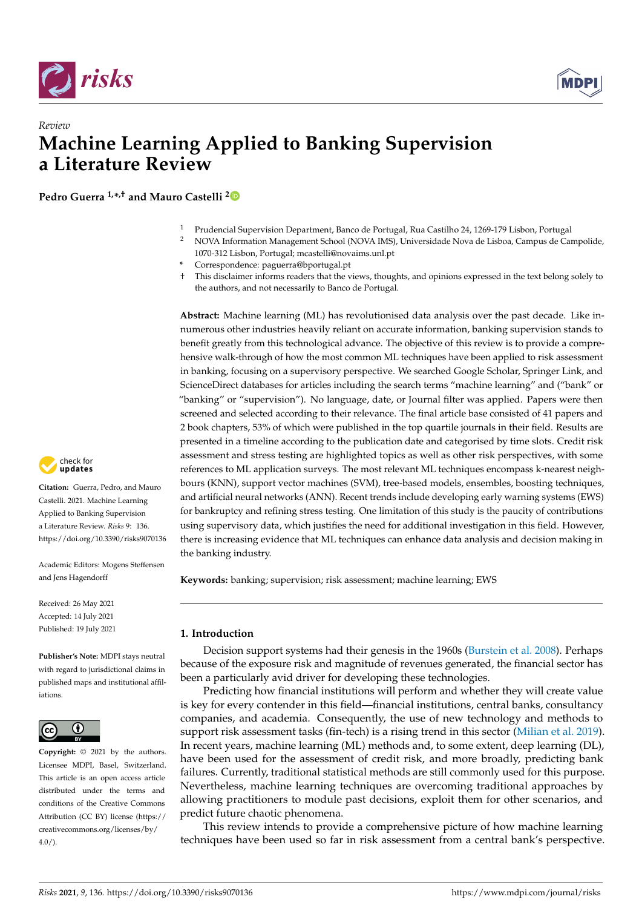*Review*

# Machine Learning Applied to Banking Supervision a Literature Review

**Pedro Guerra [1,*,†] and Mauro Castelli [2]**

[1] Prudencial Supervision Department, Banco de Portugal, Rua Castilho 24, 1269-179 Lisbon, Portugal
[2] NOVA Information Management School (NOVA IMS), Universidade Nova de Lisboa, Campus de Campolide, 1070-312 Lisbon, Portugal; mcastelli@novaims.unl.pt
[*] Correspondence: paguerra@bportugal.pt
[†] This disclaimer informs readers that the views, thoughts, and opinions expressed in the text belong solely to the authors, and not necessarily to Banco de Portugal.

**Abstract:** Machine learning (ML) has revolutionised data analysis over the past decade. Like innumerous other industries heavily reliant on accurate information, banking supervision stands to benefit greatly from this technological advance. The objective of this review is to provide a comprehensive walk-through of how the most common ML techniques have been applied to risk assessment in banking, focusing on a supervisory perspective. We searched Google Scholar, Springer Link, and ScienceDirect databases for articles including the search terms "machine learning" and ("bank" or "banking" or "supervision"). No language, date, or Journal filter was applied. Papers were then screened and selected according to their relevance. The final article base consisted of 41 papers and 2 book chapters, 53% of which were published in the top quartile journals in their field. Results are presented in a timeline according to the publication date and categorised by time slots. Credit risk assessment and stress testing are highlighted topics as well as other risk perspectives, with some references to ML application surveys. The most relevant ML techniques encompass k-nearest neighbours (KNN), support vector machines (SVM), tree-based models, ensembles, boosting techniques, and artificial neural networks (ANN). Recent trends include developing early warning systems (EWS) for bankruptcy and refining stress testing. One limitation of this study is the paucity of contributions using supervisory data, which justifies the need for additional investigation in this field. However, there is increasing evidence that ML techniques can enhance data analysis and decision making in the banking industry.

**Keywords:** banking; supervision; risk assessment; machine learning; EWS

**Citation:** Guerra, Pedro, and Mauro Castelli. 2021. Machine Learning Applied to Banking Supervision a Literature Review. *Risks* 9: 136. https://doi.org/10.3390/risks9070136

Academic Editors: Mogens Steffensen and Jens Hagendorff

Received: 26 May 2021
Accepted: 14 July 2021
Published: 19 July 2021

**Publisher's Note:** MDPI stays neutral with regard to jurisdictional claims in published maps and institutional affiliations.

**Copyright:** © 2021 by the authors. Licensee MDPI, Basel, Switzerland. This article is an open access article distributed under the terms and conditions of the Creative Commons Attribution (CC BY) license (https://creativecommons.org/licenses/by/4.0/).

## 1. Introduction

Decision support systems had their genesis in the 1960s (Burstein et al. 2008). Perhaps because of the exposure risk and magnitude of revenues generated, the financial sector has been a particularly avid driver for developing these technologies.

Predicting how financial institutions will perform and whether they will create value is key for every contender in this field—financial institutions, central banks, consultancy companies, and academia. Consequently, the use of new technology and methods to support risk assessment tasks (fin-tech) is a rising trend in this sector (Milian et al. 2019). In recent years, machine learning (ML) methods and, to some extent, deep learning (DL), have been used for the assessment of credit risk, and more broadly, predicting bank failures. Currently, traditional statistical methods are still commonly used for this purpose. Nevertheless, machine learning techniques are overcoming traditional approaches by allowing practitioners to module past decisions, exploit them for other scenarios, and predict future chaotic phenomena.

This review intends to provide a comprehensive picture of how machine learning techniques have been used so far in risk assessment from a central bank's perspective.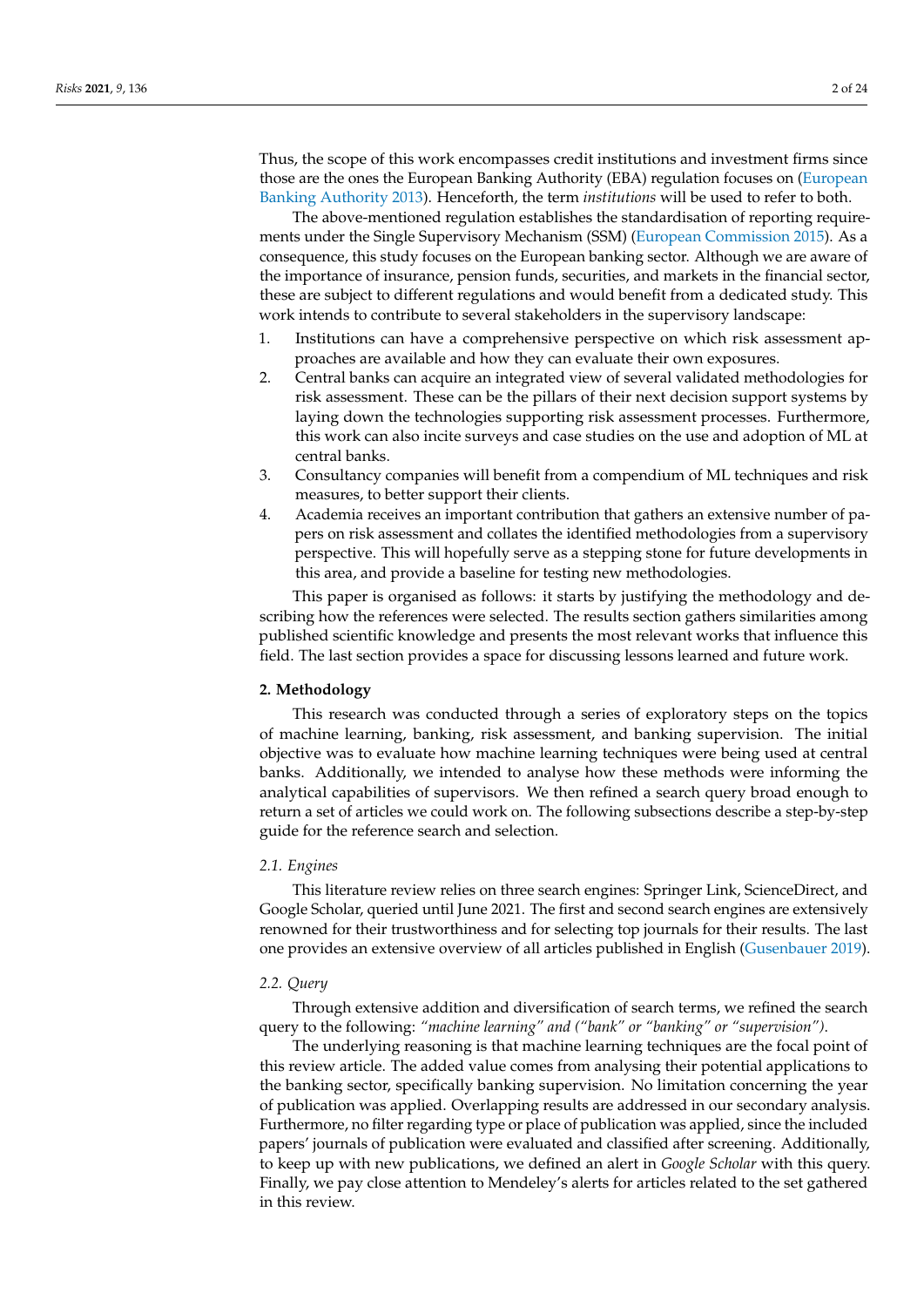Thus, the scope of this work encompasses credit institutions and investment firms since those are the ones the European Banking Authority (EBA) regulation focuses on (European Banking Authority 2013). Henceforth, the term *institutions* will be used to refer to both.

The above-mentioned regulation establishes the standardisation of reporting requirements under the Single Supervisory Mechanism (SSM) (European Commission 2015). As a consequence, this study focuses on the European banking sector. Although we are aware of the importance of insurance, pension funds, securities, and markets in the financial sector, these are subject to different regulations and would benefit from a dedicated study. This work intends to contribute to several stakeholders in the supervisory landscape:

1. Institutions can have a comprehensive perspective on which risk assessment approaches are available and how they can evaluate their own exposures.
2. Central banks can acquire an integrated view of several validated methodologies for risk assessment. These can be the pillars of their next decision support systems by laying down the technologies supporting risk assessment processes. Furthermore, this work can also incite surveys and case studies on the use and adoption of ML at central banks.
3. Consultancy companies will benefit from a compendium of ML techniques and risk measures, to better support their clients.
4. Academia receives an important contribution that gathers an extensive number of papers on risk assessment and collates the identified methodologies from a supervisory perspective. This will hopefully serve as a stepping stone for future developments in this area, and provide a baseline for testing new methodologies.

This paper is organised as follows: it starts by justifying the methodology and describing how the references were selected. The results section gathers similarities among published scientific knowledge and presents the most relevant works that influence this field. The last section provides a space for discussing lessons learned and future work.

## 2. Methodology

This research was conducted through a series of exploratory steps on the topics of machine learning, banking, risk assessment, and banking supervision. The initial objective was to evaluate how machine learning techniques were being used at central banks. Additionally, we intended to analyse how these methods were informing the analytical capabilities of supervisors. We then refined a search query broad enough to return a set of articles we could work on. The following subsections describe a step-by-step guide for the reference search and selection.

### 2.1. Engines

This literature review relies on three search engines: Springer Link, ScienceDirect, and Google Scholar, queried until June 2021. The first and second search engines are extensively renowned for their trustworthiness and for selecting top journals for their results. The last one provides an extensive overview of all articles published in English (Gusenbauer 2019).

### 2.2. Query

Through extensive addition and diversification of search terms, we refined the search query to the following: *"machine learning" and ("bank" or "banking" or "supervision")*.

The underlying reasoning is that machine learning techniques are the focal point of this review article. The added value comes from analysing their potential applications to the banking sector, specifically banking supervision. No limitation concerning the year of publication was applied. Overlapping results are addressed in our secondary analysis. Furthermore, no filter regarding type or place of publication was applied, since the included papers' journals of publication were evaluated and classified after screening. Additionally, to keep up with new publications, we defined an alert in *Google Scholar* with this query. Finally, we pay close attention to Mendeley's alerts for articles related to the set gathered in this review.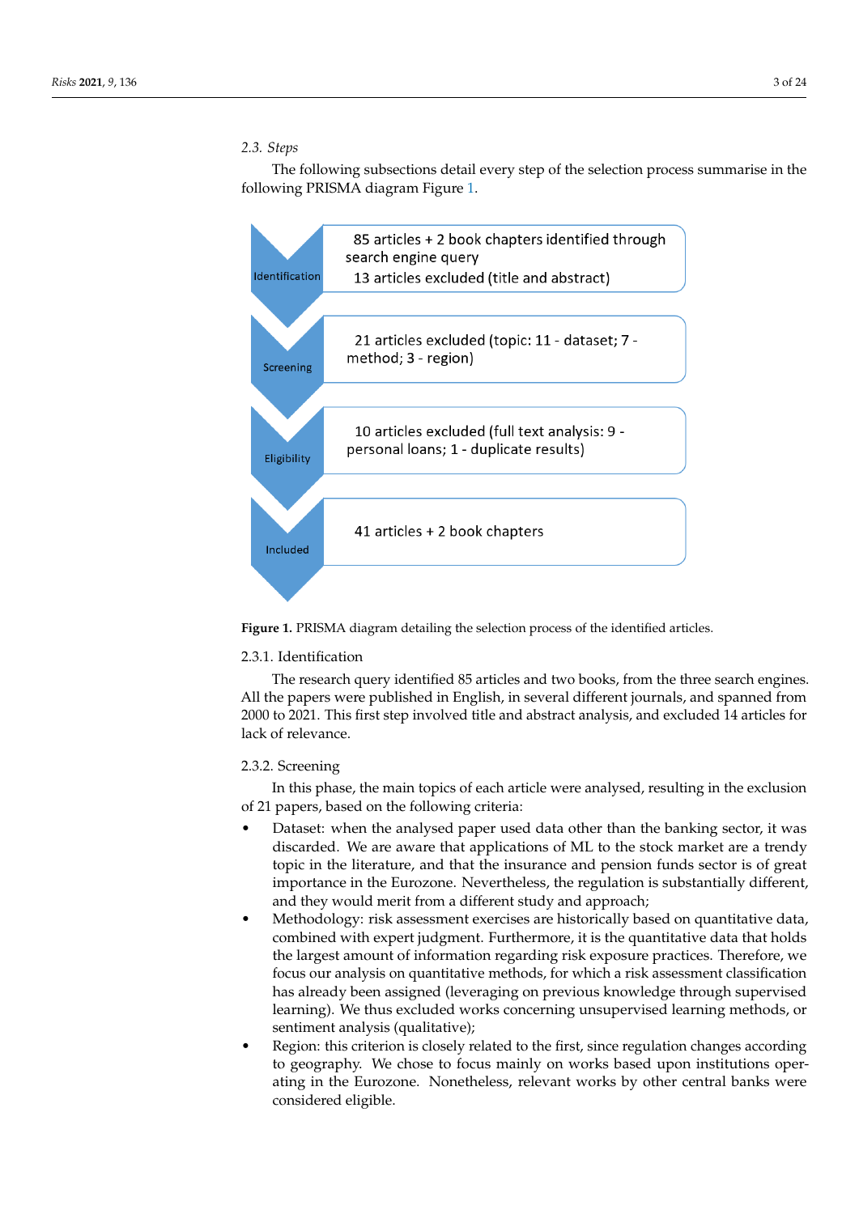### 2.3. Steps

The following subsections detail every step of the selection process summarise in the following PRISMA diagram Figure 1.

| Stage | Description |
| --- | --- |
| Identification | 85 articles + 2 book chapters identified through search engine query<br>13 articles excluded (title and abstract) |
| Screening | 21 articles excluded (topic: 11 - dataset; 7 - method; 3 - region) |
| Eligibility | 10 articles excluded (full text analysis: 9 - personal loans; 1 - duplicate results) |
| Included | 41 articles + 2 book chapters |

**Figure 1.** PRISMA diagram detailing the selection process of the identified articles.

#### 2.3.1. Identification

The research query identified 85 articles and two books, from the three search engines. All the papers were published in English, in several different journals, and spanned from 2000 to 2021. This first step involved title and abstract analysis, and excluded 14 articles for lack of relevance.

#### 2.3.2. Screening

In this phase, the main topics of each article were analysed, resulting in the exclusion of 21 papers, based on the following criteria:

- Dataset: when the analysed paper used data other than the banking sector, it was discarded. We are aware that applications of ML to the stock market are a trendy topic in the literature, and that the insurance and pension funds sector is of great importance in the Eurozone. Nevertheless, the regulation is substantially different, and they would merit from a different study and approach;
- Methodology: risk assessment exercises are historically based on quantitative data, combined with expert judgment. Furthermore, it is the quantitative data that holds the largest amount of information regarding risk exposure practices. Therefore, we focus our analysis on quantitative methods, for which a risk assessment classification has already been assigned (leveraging on previous knowledge through supervised learning). We thus excluded works concerning unsupervised learning methods, or sentiment analysis (qualitative);
- Region: this criterion is closely related to the first, since regulation changes according to geography. We chose to focus mainly on works based upon institutions operating in the Eurozone. Nonetheless, relevant works by other central banks were considered eligible.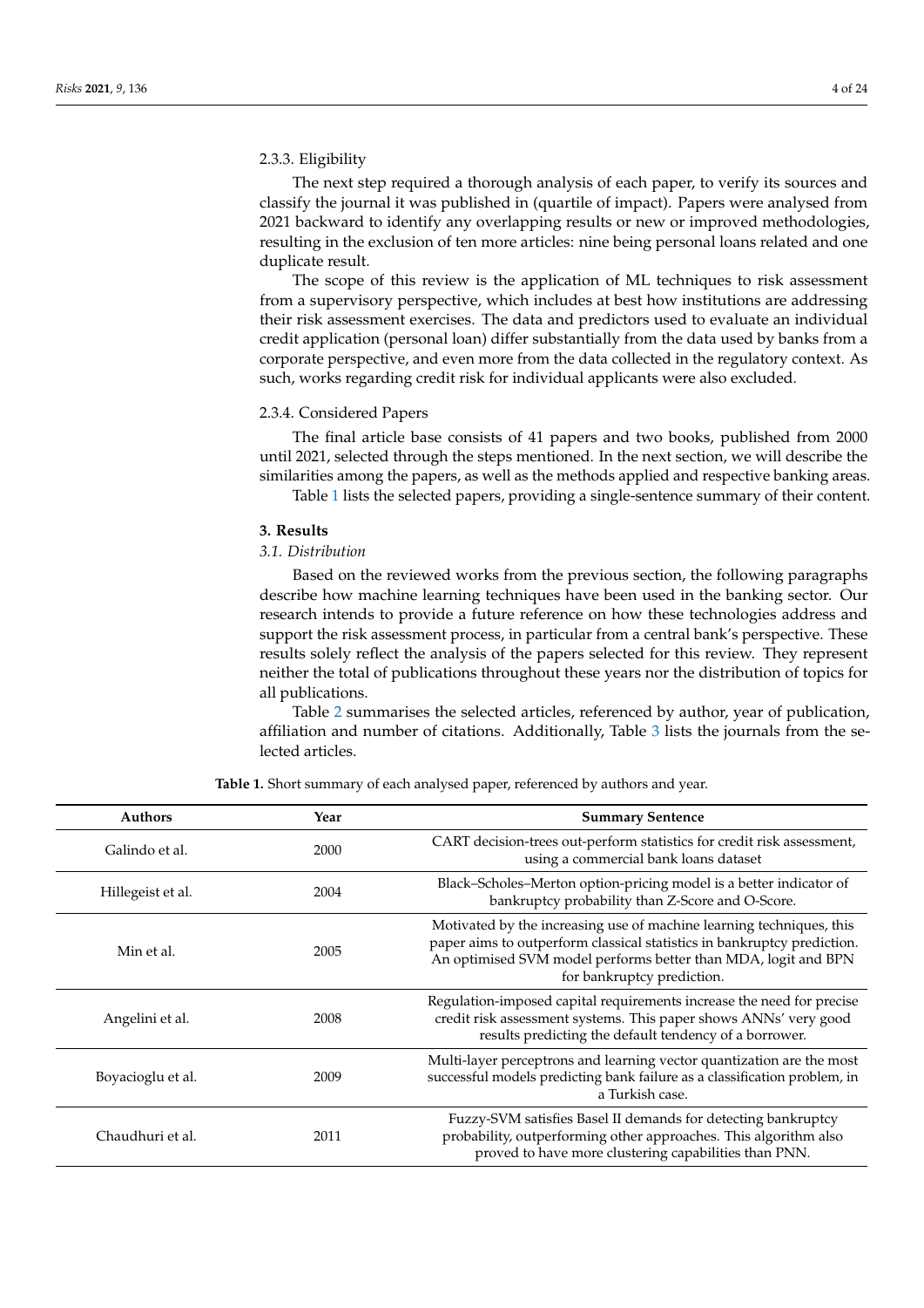#### 2.3.3. Eligibility

The next step required a thorough analysis of each paper, to verify its sources and classify the journal it was published in (quartile of impact). Papers were analysed from 2021 backward to identify any overlapping results or new or improved methodologies, resulting in the exclusion of ten more articles: nine being personal loans related and one duplicate result.

The scope of this review is the application of ML techniques to risk assessment from a supervisory perspective, which includes at best how institutions are addressing their risk assessment exercises. The data and predictors used to evaluate an individual credit application (personal loan) differ substantially from the data used by banks from a corporate perspective, and even more from the data collected in the regulatory context. As such, works regarding credit risk for individual applicants were also excluded.

#### 2.3.4. Considered Papers

The final article base consists of 41 papers and two books, published from 2000 until 2021, selected through the steps mentioned. In the next section, we will describe the similarities among the papers, as well as the methods applied and respective banking areas.

Table 1 lists the selected papers, providing a single-sentence summary of their content.

## 3. Results

### *3.1. Distribution*

Based on the reviewed works from the previous section, the following paragraphs describe how machine learning techniques have been used in the banking sector. Our research intends to provide a future reference on how these technologies address and support the risk assessment process, in particular from a central bank's perspective. These results solely reflect the analysis of the papers selected for this review. They represent neither the total of publications throughout these years nor the distribution of topics for all publications.

Table 2 summarises the selected articles, referenced by author, year of publication, affiliation and number of citations. Additionally, Table 3 lists the journals from the selected articles.

**Table 1.** Short summary of each analysed paper, referenced by authors and year.

| Authors | Year | Summary Sentence |
|---|---|---|
| Galindo et al. | 2000 | CART decision-trees out-perform statistics for credit risk assessment, using a commercial bank loans dataset |
| Hillegeist et al. | 2004 | Black–Scholes–Merton option-pricing model is a better indicator of bankruptcy probability than Z-Score and O-Score. |
| Min et al. | 2005 | Motivated by the increasing use of machine learning techniques, this paper aims to outperform classical statistics in bankruptcy prediction. An optimised SVM model performs better than MDA, logit and BPN for bankruptcy prediction. |
| Angelini et al. | 2008 | Regulation-imposed capital requirements increase the need for precise credit risk assessment systems. This paper shows ANNs' very good results predicting the default tendency of a borrower. |
| Boyacioglu et al. | 2009 | Multi-layer perceptrons and learning vector quantization are the most successful models predicting bank failure as a classification problem, in a Turkish case. |
| Chaudhuri et al. | 2011 | Fuzzy-SVM satisfies Basel II demands for detecting bankruptcy probability, outperforming other approaches. This algorithm also proved to have more clustering capabilities than PNN. |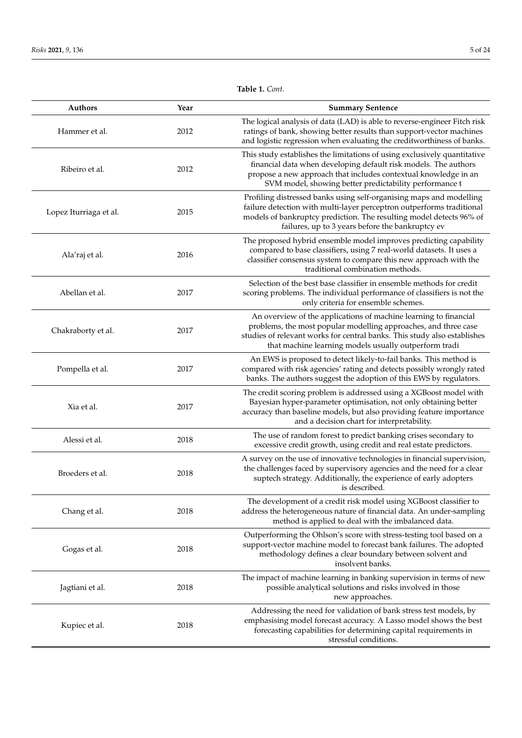**Table 1.** *Cont.*

| Authors | Year | Summary Sentence |
|---|---|---|
| Hammer et al. | 2012 | The logical analysis of data (LAD) is able to reverse-engineer Fitch risk ratings of bank, showing better results than support-vector machines and logistic regression when evaluating the creditworthiness of banks. |
| Ribeiro et al. | 2012 | This study establishes the limitations of using exclusively quantitative financial data when developing default risk models. The authors propose a new approach that includes contextual knowledge in an SVM model, showing better predictability performance t |
| Lopez Iturriaga et al. | 2015 | Profiling distressed banks using self-organising maps and modelling failure detection with multi-layer perceptron outperforms traditional models of bankruptcy prediction. The resulting model detects 96% of failures, up to 3 years before the bankruptcy ev |
| Ala'raj et al. | 2016 | The proposed hybrid ensemble model improves predicting capability compared to base classifiers, using 7 real-world datasets. It uses a classifier consensus system to compare this new approach with the traditional combination methods. |
| Abellan et al. | 2017 | Selection of the best base classifier in ensemble methods for credit scoring problems. The individual performance of classifiers is not the only criteria for ensemble schemes. |
| Chakraborty et al. | 2017 | An overview of the applications of machine learning to financial problems, the most popular modelling approaches, and three case studies of relevant works for central banks. This study also establishes that machine learning models usually outperform tradi |
| Pompella et al. | 2017 | An EWS is proposed to detect likely-to-fail banks. This method is compared with risk agencies' rating and detects possibly wrongly rated banks. The authors suggest the adoption of this EWS by regulators. |
| Xia et al. | 2017 | The credit scoring problem is addressed using a XGBoost model with Bayesian hyper-parameter optimisation, not only obtaining better accuracy than baseline models, but also providing feature importance and a decision chart for interpretability. |
| Alessi et al. | 2018 | The use of random forest to predict banking crises secondary to excessive credit growth, using credit and real estate predictors. |
| Broeders et al. | 2018 | A survey on the use of innovative technologies in financial supervision, the challenges faced by supervisory agencies and the need for a clear suptech strategy. Additionally, the experience of early adopters is described. |
| Chang et al. | 2018 | The development of a credit risk model using XGBoost classifier to address the heterogeneous nature of financial data. An under-sampling method is applied to deal with the imbalanced data. |
| Gogas et al. | 2018 | Outperforming the Ohlson's score with stress-testing tool based on a support-vector machine model to forecast bank failures. The adopted methodology defines a clear boundary between solvent and insolvent banks. |
| Jagtiani et al. | 2018 | The impact of machine learning in banking supervision in terms of new possible analytical solutions and risks involved in those new approaches. |
| Kupiec et al. | 2018 | Addressing the need for validation of bank stress test models, by emphasising model forecast accuracy. A Lasso model shows the best forecasting capabilities for determining capital requirements in stressful conditions. |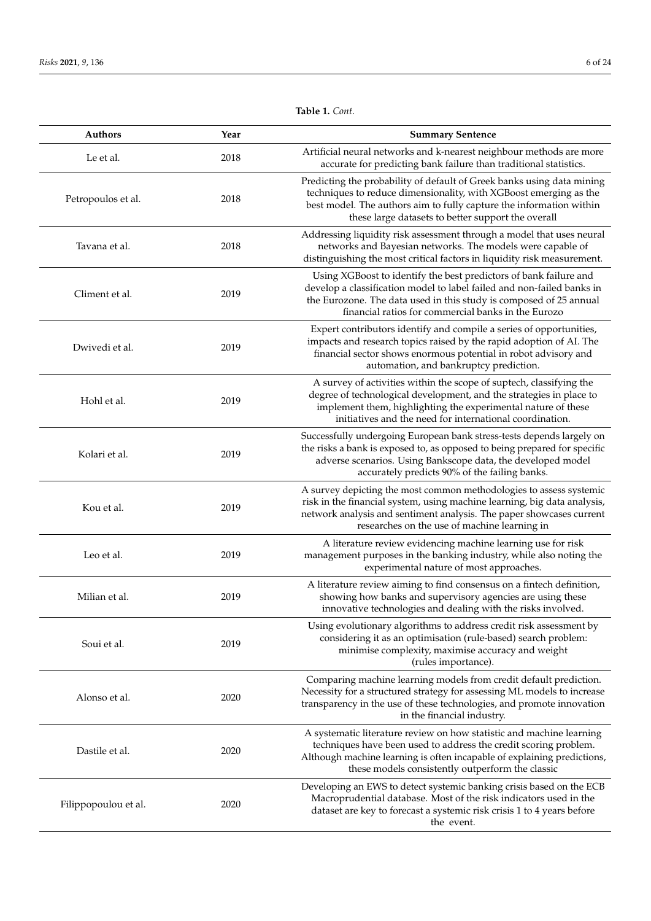**Table 1.** *Cont.*

| Authors | Year | Summary Sentence |
|---|---|---|
| Le et al. | 2018 | Artificial neural networks and k-nearest neighbour methods are more accurate for predicting bank failure than traditional statistics. |
| Petropoulos et al. | 2018 | Predicting the probability of default of Greek banks using data mining techniques to reduce dimensionality, with XGBoost emerging as the best model. The authors aim to fully capture the information within these large datasets to better support the overall |
| Tavana et al. | 2018 | Addressing liquidity risk assessment through a model that uses neural networks and Bayesian networks. The models were capable of distinguishing the most critical factors in liquidity risk measurement. |
| Climent et al. | 2019 | Using XGBoost to identify the best predictors of bank failure and develop a classification model to label failed and non-failed banks in the Eurozone. The data used in this study is composed of 25 annual financial ratios for commercial banks in the Eurozo |
| Dwivedi et al. | 2019 | Expert contributors identify and compile a series of opportunities, impacts and research topics raised by the rapid adoption of AI. The financial sector shows enormous potential in robot advisory and automation, and bankruptcy prediction. |
| Hohl et al. | 2019 | A survey of activities within the scope of suptech, classifying the degree of technological development, and the strategies in place to implement them, highlighting the experimental nature of these initiatives and the need for international coordination. |
| Kolari et al. | 2019 | Successfully undergoing European bank stress-tests depends largely on the risks a bank is exposed to, as opposed to being prepared for specific adverse scenarios. Using Bankscope data, the developed model accurately predicts 90% of the failing banks. |
| Kou et al. | 2019 | A survey depicting the most common methodologies to assess systemic risk in the financial system, using machine learning, big data analysis, network analysis and sentiment analysis. The paper showcases current researches on the use of machine learning in |
| Leo et al. | 2019 | A literature review evidencing machine learning use for risk management purposes in the banking industry, while also noting the experimental nature of most approaches. |
| Milian et al. | 2019 | A literature review aiming to find consensus on a fintech definition, showing how banks and supervisory agencies are using these innovative technologies and dealing with the risks involved. |
| Soui et al. | 2019 | Using evolutionary algorithms to address credit risk assessment by considering it as an optimisation (rule-based) search problem: minimise complexity, maximise accuracy and weight (rules importance). |
| Alonso et al. | 2020 | Comparing machine learning models from credit default prediction. Necessity for a structured strategy for assessing ML models to increase transparency in the use of these technologies, and promote innovation in the financial industry. |
| Dastile et al. | 2020 | A systematic literature review on how statistic and machine learning techniques have been used to address the credit scoring problem. Although machine learning is often incapable of explaining predictions, these models consistently outperform the classic |
| Filippopoulou et al. | 2020 | Developing an EWS to detect systemic banking crisis based on the ECB Macroprudential database. Most of the risk indicators used in the dataset are key to forecast a systemic risk crisis 1 to 4 years before the event. |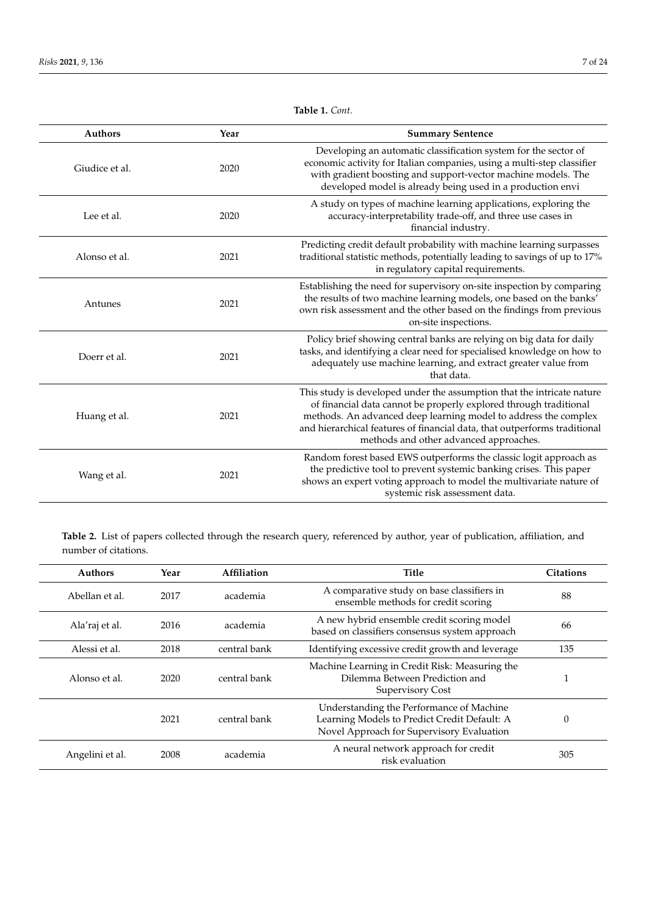**Table 1.** *Cont.*

| Authors | Year | Summary Sentence |
|---|---|---|
| Giudice et al. | 2020 | Developing an automatic classification system for the sector of economic activity for Italian companies, using a multi-step classifier with gradient boosting and support-vector machine models. The developed model is already being used in a production envi |
| Lee et al. | 2020 | A study on types of machine learning applications, exploring the accuracy-interpretability trade-off, and three use cases in financial industry. |
| Alonso et al. | 2021 | Predicting credit default probability with machine learning surpasses traditional statistic methods, potentially leading to savings of up to 17% in regulatory capital requirements. |
| Antunes | 2021 | Establishing the need for supervisory on-site inspection by comparing the results of two machine learning models, one based on the banks' own risk assessment and the other based on the findings from previous on-site inspections. |
| Doerr et al. | 2021 | Policy brief showing central banks are relying on big data for daily tasks, and identifying a clear need for specialised knowledge on how to adequately use machine learning, and extract greater value from that data. |
| Huang et al. | 2021 | This study is developed under the assumption that the intricate nature of financial data cannot be properly explored through traditional methods. An advanced deep learning model to address the complex and hierarchical features of financial data, that outperforms traditional methods and other advanced approaches. |
| Wang et al. | 2021 | Random forest based EWS outperforms the classic logit approach as the predictive tool to prevent systemic banking crises. This paper shows an expert voting approach to model the multivariate nature of systemic risk assessment data. |

**Table 2.** List of papers collected through the research query, referenced by author, year of publication, affiliation, and number of citations.

| Authors | Year | Affiliation | Title | Citations |
|---|---|---|---|---|
| Abellan et al. | 2017 | academia | A comparative study on base classifiers in ensemble methods for credit scoring | 88 |
| Ala'raj et al. | 2016 | academia | A new hybrid ensemble credit scoring model based on classifiers consensus system approach | 66 |
| Alessi et al. | 2018 | central bank | Identifying excessive credit growth and leverage | 135 |
| Alonso et al. | 2020 | central bank | Machine Learning in Credit Risk: Measuring the Dilemma Between Prediction and Supervisory Cost | 1 |
| | 2021 | central bank | Understanding the Performance of Machine Learning Models to Predict Credit Default: A Novel Approach for Supervisory Evaluation | 0 |
| Angelini et al. | 2008 | academia | A neural network approach for credit risk evaluation | 305 |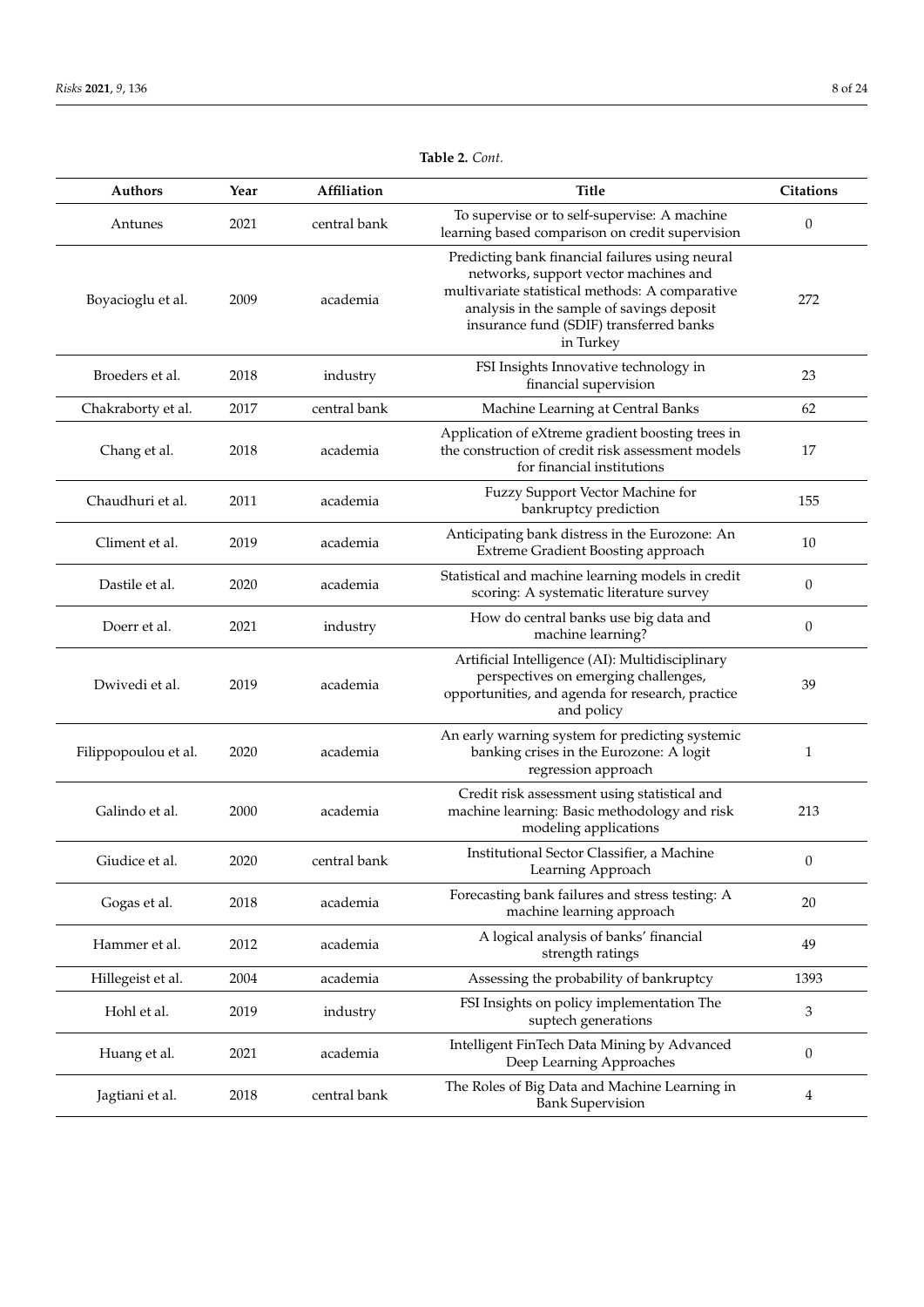**Table 2.** *Cont.*

| Authors | Year | Affiliation | Title | Citations |
|---|---|---|---|---|
| Antunes | 2021 | central bank | To supervise or to self-supervise: A machine learning based comparison on credit supervision | 0 |
| Boyacioglu et al. | 2009 | academia | Predicting bank financial failures using neural networks, support vector machines and multivariate statistical methods: A comparative analysis in the sample of savings deposit insurance fund (SDIF) transferred banks in Turkey | 272 |
| Broeders et al. | 2018 | industry | FSI Insights Innovative technology in financial supervision | 23 |
| Chakraborty et al. | 2017 | central bank | Machine Learning at Central Banks | 62 |
| Chang et al. | 2018 | academia | Application of eXtreme gradient boosting trees in the construction of credit risk assessment models for financial institutions | 17 |
| Chaudhuri et al. | 2011 | academia | Fuzzy Support Vector Machine for bankruptcy prediction | 155 |
| Climent et al. | 2019 | academia | Anticipating bank distress in the Eurozone: An Extreme Gradient Boosting approach | 10 |
| Dastile et al. | 2020 | academia | Statistical and machine learning models in credit scoring: A systematic literature survey | 0 |
| Doerr et al. | 2021 | industry | How do central banks use big data and machine learning? | 0 |
| Dwivedi et al. | 2019 | academia | Artificial Intelligence (AI): Multidisciplinary perspectives on emerging challenges, opportunities, and agenda for research, practice and policy | 39 |
| Filippopoulou et al. | 2020 | academia | An early warning system for predicting systemic banking crises in the Eurozone: A logit regression approach | 1 |
| Galindo et al. | 2000 | academia | Credit risk assessment using statistical and machine learning: Basic methodology and risk modeling applications | 213 |
| Giudice et al. | 2020 | central bank | Institutional Sector Classifier, a Machine Learning Approach | 0 |
| Gogas et al. | 2018 | academia | Forecasting bank failures and stress testing: A machine learning approach | 20 |
| Hammer et al. | 2012 | academia | A logical analysis of banks' financial strength ratings | 49 |
| Hillegeist et al. | 2004 | academia | Assessing the probability of bankruptcy | 1393 |
| Hohl et al. | 2019 | industry | FSI Insights on policy implementation The suptech generations | 3 |
| Huang et al. | 2021 | academia | Intelligent FinTech Data Mining by Advanced Deep Learning Approaches | 0 |
| Jagtiani et al. | 2018 | central bank | The Roles of Big Data and Machine Learning in Bank Supervision | 4 |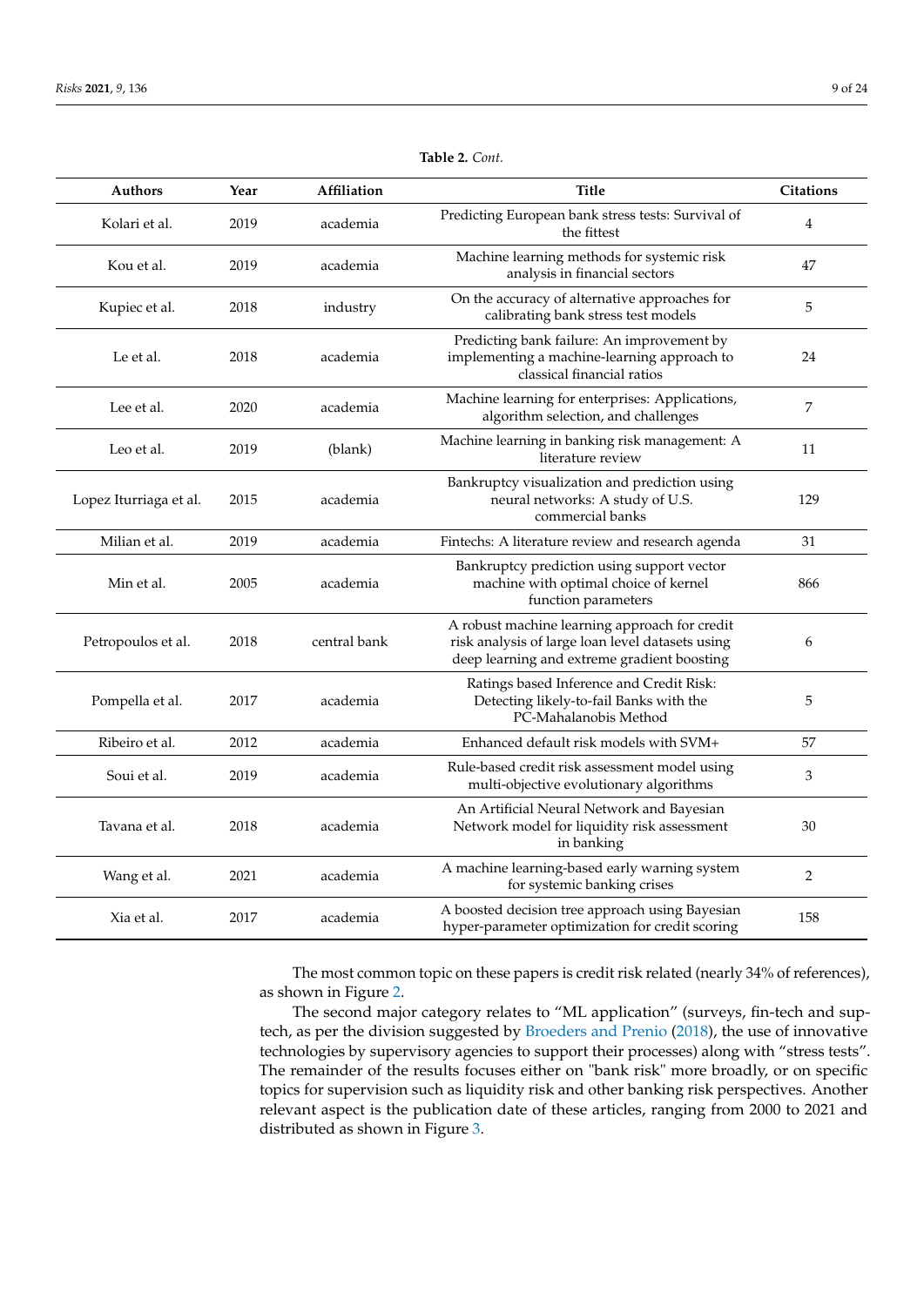**Table 2.** *Cont.*

| Authors | Year | Affiliation | Title | Citations |
|---|---|---|---|---|
| Kolari et al. | 2019 | academia | Predicting European bank stress tests: Survival of the fittest | 4 |
| Kou et al. | 2019 | academia | Machine learning methods for systemic risk analysis in financial sectors | 47 |
| Kupiec et al. | 2018 | industry | On the accuracy of alternative approaches for calibrating bank stress test models | 5 |
| Le et al. | 2018 | academia | Predicting bank failure: An improvement by implementing a machine-learning approach to classical financial ratios | 24 |
| Lee et al. | 2020 | academia | Machine learning for enterprises: Applications, algorithm selection, and challenges | 7 |
| Leo et al. | 2019 | (blank) | Machine learning in banking risk management: A literature review | 11 |
| Lopez Iturriaga et al. | 2015 | academia | Bankruptcy visualization and prediction using neural networks: A study of U.S. commercial banks | 129 |
| Milian et al. | 2019 | academia | Fintechs: A literature review and research agenda | 31 |
| Min et al. | 2005 | academia | Bankruptcy prediction using support vector machine with optimal choice of kernel function parameters | 866 |
| Petropoulos et al. | 2018 | central bank | A robust machine learning approach for credit risk analysis of large loan level datasets using deep learning and extreme gradient boosting | 6 |
| Pompella et al. | 2017 | academia | Ratings based Inference and Credit Risk: Detecting likely-to-fail Banks with the PC-Mahalanobis Method | 5 |
| Ribeiro et al. | 2012 | academia | Enhanced default risk models with SVM+ | 57 |
| Soui et al. | 2019 | academia | Rule-based credit risk assessment model using multi-objective evolutionary algorithms | 3 |
| Tavana et al. | 2018 | academia | An Artificial Neural Network and Bayesian Network model for liquidity risk assessment in banking | 30 |
| Wang et al. | 2021 | academia | A machine learning-based early warning system for systemic banking crises | 2 |
| Xia et al. | 2017 | academia | A boosted decision tree approach using Bayesian hyper-parameter optimization for credit scoring | 158 |

The most common topic on these papers is credit risk related (nearly 34% of references), as shown in Figure 2.

The second major category relates to "ML application" (surveys, fin-tech and sup-tech, as per the division suggested by Broeders and Prenio (2018), the use of innovative technologies by supervisory agencies to support their processes) along with "stress tests". The remainder of the results focuses either on "bank risk" more broadly, or on specific topics for supervision such as liquidity risk and other banking risk perspectives. Another relevant aspect is the publication date of these articles, ranging from 2000 to 2021 and distributed as shown in Figure 3.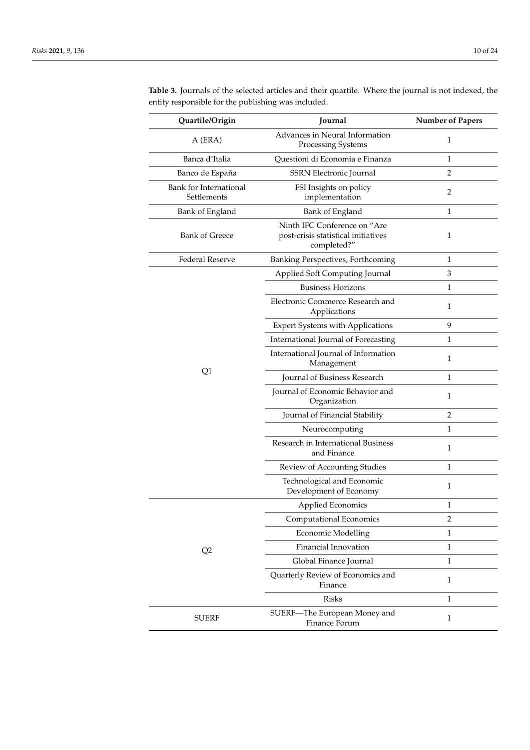**Table 3.** Journals of the selected articles and their quartile. Where the journal is not indexed, the entity responsible for the publishing was included.

| Quartile/Origin | Journal | Number of Papers |
|---|---|---|
| A (ERA) | Advances in Neural Information Processing Systems | 1 |
| Banca d'Italia | Questioni di Economia e Finanza | 1 |
| Banco de España | SSRN Electronic Journal | 2 |
| Bank for International Settlements | FSI Insights on policy implementation | 2 |
| Bank of England | Bank of England | 1 |
| Bank of Greece | Ninth IFC Conference on "Are post-crisis statistical initiatives completed?" | 1 |
| Federal Reserve | Banking Perspectives, Forthcoming | 1 |
| Q1 | Applied Soft Computing Journal | 3 |
| | Business Horizons | 1 |
| | Electronic Commerce Research and Applications | 1 |
| | Expert Systems with Applications | 9 |
| | International Journal of Forecasting | 1 |
| | International Journal of Information Management | 1 |
| | Journal of Business Research | 1 |
| | Journal of Economic Behavior and Organization | 1 |
| | Journal of Financial Stability | 2 |
| | Neurocomputing | 1 |
| | Research in International Business and Finance | 1 |
| | Review of Accounting Studies | 1 |
| | Technological and Economic Development of Economy | 1 |
| Q2 | Applied Economics | 1 |
| | Computational Economics | 2 |
| | Economic Modelling | 1 |
| | Financial Innovation | 1 |
| | Global Finance Journal | 1 |
| | Quarterly Review of Economics and Finance | 1 |
| | Risks | 1 |
| SUERF | SUERF—The European Money and Finance Forum | 1 |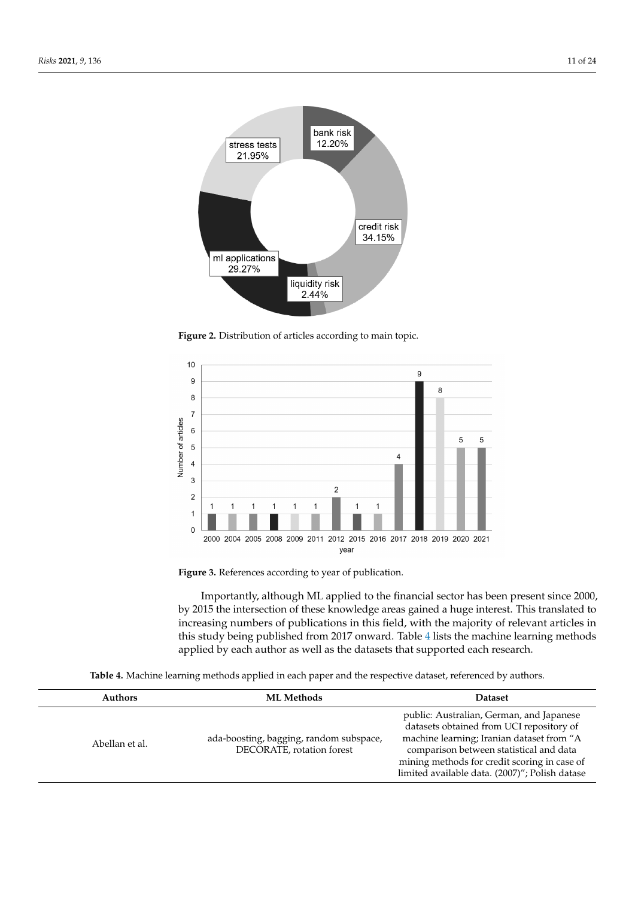Figure 2. Distribution of articles according to main topic.

Figure 3. References according to year of publication.

Importantly, although ML applied to the financial sector has been present since 2000, by 2015 the intersection of these knowledge areas gained a huge interest. This translated to increasing numbers of publications in this field, with the majority of relevant articles in this study being published from 2017 onward. Table 4 lists the machine learning methods applied by each author as well as the datasets that supported each research.

**Table 4.** Machine learning methods applied in each paper and the respective dataset, referenced by authors.

| Authors | ML Methods | Dataset |
|---|---|---|
| Abellan et al. | ada-boosting, bagging, random subspace, DECORATE, rotation forest | public: Australian, German, and Japanese datasets obtained from UCI repository of machine learning; Iranian dataset from "A comparison between statistical and data mining methods for credit scoring in case of limited available data. (2007)"; Polish datase |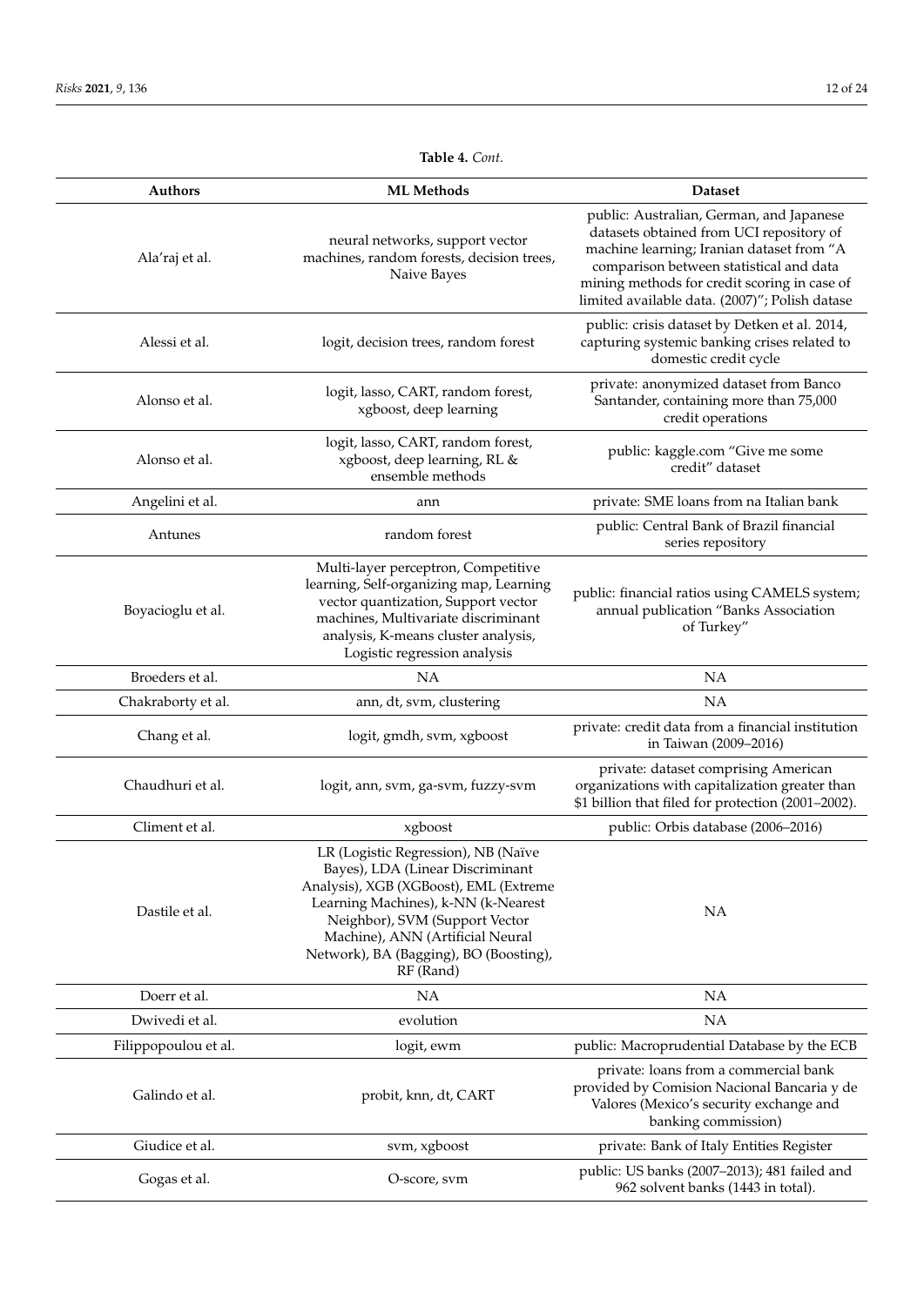**Table 4.** *Cont.*

| Authors | ML Methods | Dataset |
|---|---|---|
| Ala'raj et al. | neural networks, support vector machines, random forests, decision trees, Naive Bayes | public: Australian, German, and Japanese datasets obtained from UCI repository of machine learning; Iranian dataset from "A comparison between statistical and data mining methods for credit scoring in case of limited available data. (2007)"; Polish datase |
| Alessi et al. | logit, decision trees, random forest | public: crisis dataset by Detken et al. 2014, capturing systemic banking crises related to domestic credit cycle |
| Alonso et al. | logit, lasso, CART, random forest, xgboost, deep learning | private: anonymized dataset from Banco Santander, containing more than 75,000 credit operations |
| Alonso et al. | logit, lasso, CART, random forest, xgboost, deep learning, RL & ensemble methods | public: kaggle.com "Give me some credit" dataset |
| Angelini et al. | ann | private: SME loans from na Italian bank |
| Antunes | random forest | public: Central Bank of Brazil financial series repository |
| Boyacioglu et al. | Multi-layer perceptron, Competitive learning, Self-organizing map, Learning vector quantization, Support vector machines, Multivariate discriminant analysis, K-means cluster analysis, Logistic regression analysis | public: financial ratios using CAMELS system; annual publication "Banks Association of Turkey" |
| Broeders et al. | NA | NA |
| Chakraborty et al. | ann, dt, svm, clustering | NA |
| Chang et al. | logit, gmdh, svm, xgboost | private: credit data from a financial institution in Taiwan (2009–2016) |
| Chaudhuri et al. | logit, ann, svm, ga-svm, fuzzy-svm | private: dataset comprising American organizations with capitalization greater than $1 billion that filed for protection (2001–2002). |
| Climent et al. | xgboost | public: Orbis database (2006–2016) |
| Dastile et al. | LR (Logistic Regression), NB (Naïve Bayes), LDA (Linear Discriminant Analysis), XGB (XGBoost), EML (Extreme Learning Machines), k-NN (k-Nearest Neighbor), SVM (Support Vector Machine), ANN (Artificial Neural Network), BA (Bagging), BO (Boosting), RF (Rand) | NA |
| Doerr et al. | NA | NA |
| Dwivedi et al. | evolution | NA |
| Filippopoulou et al. | logit, ewm | public: Macroprudential Database by the ECB |
| Galindo et al. | probit, knn, dt, CART | private: loans from a commercial bank provided by Comision Nacional Bancaria y de Valores (Mexico's security exchange and banking commission) |
| Giudice et al. | svm, xgboost | private: Bank of Italy Entities Register |
| Gogas et al. | O-score, svm | public: US banks (2007–2013); 481 failed and 962 solvent banks (1443 in total). |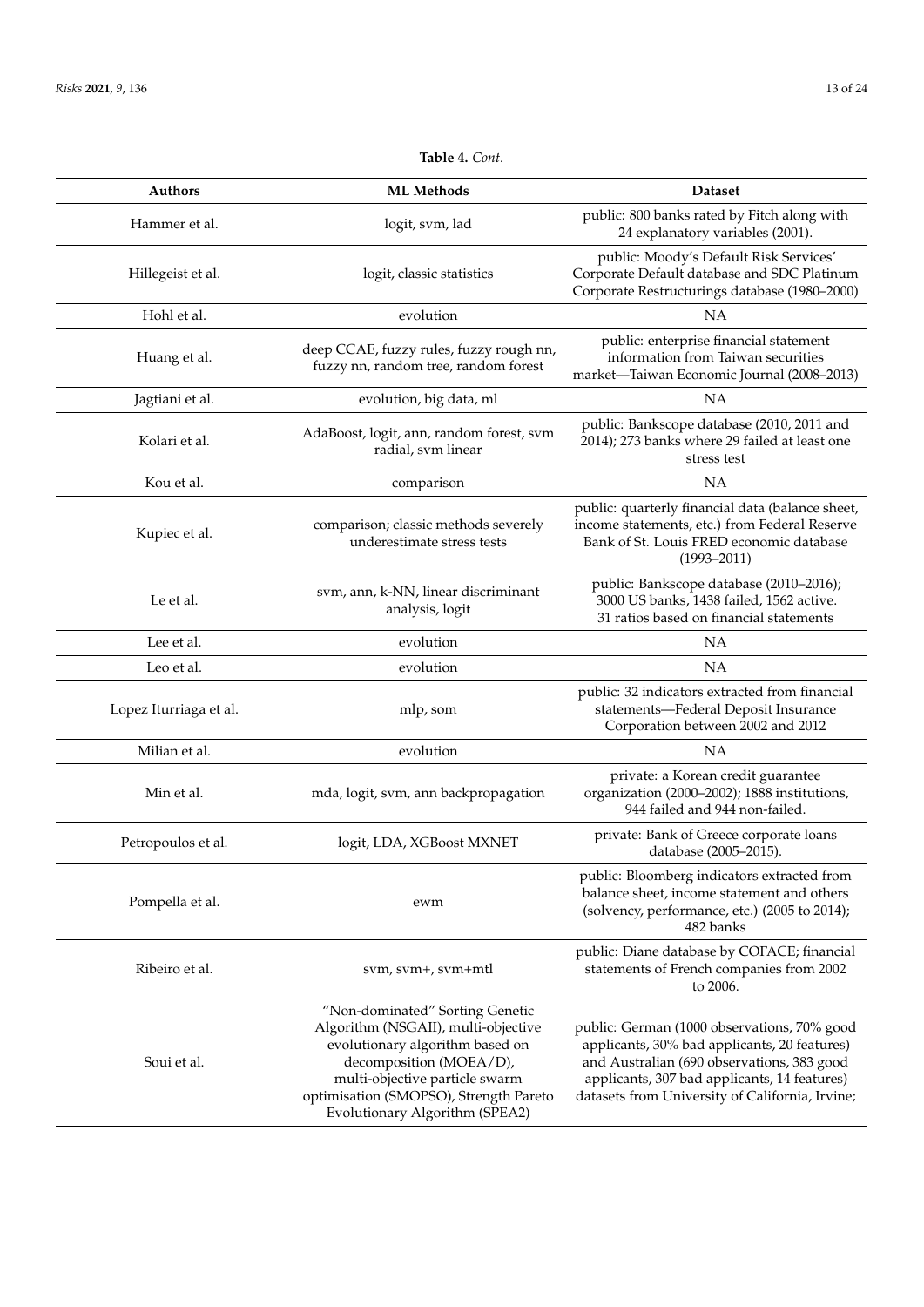**Table 4.** *Cont.*

| Authors | ML Methods | Dataset |
|---|---|---|
| Hammer et al. | logit, svm, lad | public: 800 banks rated by Fitch along with 24 explanatory variables (2001). |
| Hillegeist et al. | logit, classic statistics | public: Moody's Default Risk Services' Corporate Default database and SDC Platinum Corporate Restructurings database (1980–2000) |
| Hohl et al. | evolution | NA |
| Huang et al. | deep CCAE, fuzzy rules, fuzzy rough nn, fuzzy nn, random tree, random forest | public: enterprise financial statement information from Taiwan securities market—Taiwan Economic Journal (2008–2013) |
| Jagtiani et al. | evolution, big data, ml | NA |
| Kolari et al. | AdaBoost, logit, ann, random forest, svm radial, svm linear | public: Bankscope database (2010, 2011 and 2014); 273 banks where 29 failed at least one stress test |
| Kou et al. | comparison | NA |
| Kupiec et al. | comparison; classic methods severely underestimate stress tests | public: quarterly financial data (balance sheet, income statements, etc.) from Federal Reserve Bank of St. Louis FRED economic database (1993–2011) |
| Le et al. | svm, ann, k-NN, linear discriminant analysis, logit | public: Bankscope database (2010–2016); 3000 US banks, 1438 failed, 1562 active. 31 ratios based on financial statements |
| Lee et al. | evolution | NA |
| Leo et al. | evolution | NA |
| Lopez Iturriaga et al. | mlp, som | public: 32 indicators extracted from financial statements—Federal Deposit Insurance Corporation between 2002 and 2012 |
| Milian et al. | evolution | NA |
| Min et al. | mda, logit, svm, ann backpropagation | private: a Korean credit guarantee organization (2000–2002); 1888 institutions, 944 failed and 944 non-failed. |
| Petropoulos et al. | logit, LDA, XGBoost MXNET | private: Bank of Greece corporate loans database (2005–2015). |
| Pompella et al. | ewm | public: Bloomberg indicators extracted from balance sheet, income statement and others (solvency, performance, etc.) (2005 to 2014); 482 banks |
| Ribeiro et al. | svm, svm+, svm+mtl | public: Diane database by COFACE; financial statements of French companies from 2002 to 2006. |
| Soui et al. | "Non-dominated" Sorting Genetic Algorithm (NSGAII), multi-objective evolutionary algorithm based on decomposition (MOEA/D), multi-objective particle swarm optimisation (SMOPSO), Strength Pareto Evolutionary Algorithm (SPEA2) | public: German (1000 observations, 70% good applicants, 30% bad applicants, 20 features) and Australian (690 observations, 383 good applicants, 307 bad applicants, 14 features) datasets from University of California, Irvine; |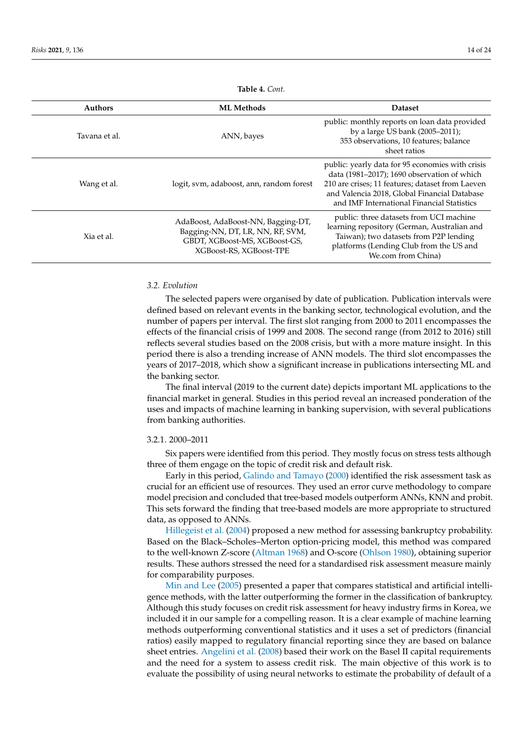**Table 4.** *Cont.*

| Authors | ML Methods | Dataset |
|---|---|---|
| Tavana et al. | ANN, bayes | public: monthly reports on loan data provided by a large US bank (2005–2011); 353 observations, 10 features; balance sheet ratios |
| Wang et al. | logit, svm, adaboost, ann, random forest | public: yearly data for 95 economies with crisis data (1981–2017); 1690 observation of which 210 are crises; 11 features; dataset from Laeven and Valencia 2018, Global Financial Database and IMF International Financial Statistics |
| Xia et al. | AdaBoost, AdaBoost-NN, Bagging-DT, Bagging-NN, DT, LR, NN, RF, SVM, GBDT, XGBoost-MS, XGBoost-GS, XGBoost-RS, XGBoost-TPE | public: three datasets from UCI machine learning repository (German, Australian and Taiwan); two datasets from P2P lending platforms (Lending Club from the US and We.com from China) |

### *3.2. Evolution*

The selected papers were organised by date of publication. Publication intervals were defined based on relevant events in the banking sector, technological evolution, and the number of papers per interval. The first slot ranging from 2000 to 2011 encompasses the effects of the financial crisis of 1999 and 2008. The second range (from 2012 to 2016) still reflects several studies based on the 2008 crisis, but with a more mature insight. In this period there is also a trending increase of ANN models. The third slot encompasses the years of 2017–2018, which show a significant increase in publications intersecting ML and the banking sector.

The final interval (2019 to the current date) depicts important ML applications to the financial market in general. Studies in this period reveal an increased ponderation of the uses and impacts of machine learning in banking supervision, with several publications from banking authorities.

#### 3.2.1. 2000–2011

Six papers were identified from this period. They mostly focus on stress tests although three of them engage on the topic of credit risk and default risk.

Early in this period, Galindo and Tamayo (2000) identified the risk assessment task as crucial for an efficient use of resources. They used an error curve methodology to compare model precision and concluded that tree-based models outperform ANNs, KNN and probit. This sets forward the finding that tree-based models are more appropriate to structured data, as opposed to ANNs.

Hillegeist et al. (2004) proposed a new method for assessing bankruptcy probability. Based on the Black–Scholes–Merton option-pricing model, this method was compared to the well-known Z-score (Altman 1968) and O-score (Ohlson 1980), obtaining superior results. These authors stressed the need for a standardised risk assessment measure mainly for comparability purposes.

Min and Lee (2005) presented a paper that compares statistical and artificial intelligence methods, with the latter outperforming the former in the classification of bankruptcy. Although this study focuses on credit risk assessment for heavy industry firms in Korea, we included it in our sample for a compelling reason. It is a clear example of machine learning methods outperforming conventional statistics and it uses a set of predictors (financial ratios) easily mapped to regulatory financial reporting since they are based on balance sheet entries. Angelini et al. (2008) based their work on the Basel II capital requirements and the need for a system to assess credit risk. The main objective of this work is to evaluate the possibility of using neural networks to estimate the probability of default of a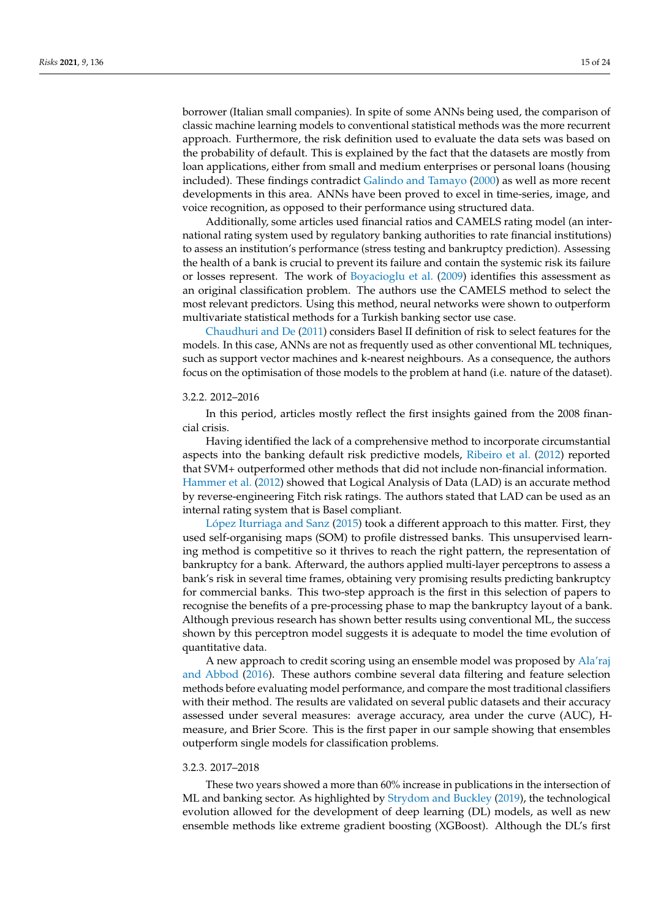borrower (Italian small companies). In spite of some ANNs being used, the comparison of classic machine learning models to conventional statistical methods was the more recurrent approach. Furthermore, the risk definition used to evaluate the data sets was based on the probability of default. This is explained by the fact that the datasets are mostly from loan applications, either from small and medium enterprises or personal loans (housing included). These findings contradict Galindo and Tamayo (2000) as well as more recent developments in this area. ANNs have been proved to excel in time-series, image, and voice recognition, as opposed to their performance using structured data.

Additionally, some articles used financial ratios and CAMELS rating model (an international rating system used by regulatory banking authorities to rate financial institutions) to assess an institution's performance (stress testing and bankruptcy prediction). Assessing the health of a bank is crucial to prevent its failure and contain the systemic risk its failure or losses represent. The work of Boyacioglu et al. (2009) identifies this assessment as an original classification problem. The authors use the CAMELS method to select the most relevant predictors. Using this method, neural networks were shown to outperform multivariate statistical methods for a Turkish banking sector use case.

Chaudhuri and De (2011) considers Basel II definition of risk to select features for the models. In this case, ANNs are not as frequently used as other conventional ML techniques, such as support vector machines and k-nearest neighbours. As a consequence, the authors focus on the optimisation of those models to the problem at hand (i.e. nature of the dataset).

#### 3.2.2. 2012–2016

In this period, articles mostly reflect the first insights gained from the 2008 financial crisis.

Having identified the lack of a comprehensive method to incorporate circumstantial aspects into the banking default risk predictive models, Ribeiro et al. (2012) reported that SVM+ outperformed other methods that did not include non-financial information. Hammer et al. (2012) showed that Logical Analysis of Data (LAD) is an accurate method by reverse-engineering Fitch risk ratings. The authors stated that LAD can be used as an internal rating system that is Basel compliant.

López Iturriaga and Sanz (2015) took a different approach to this matter. First, they used self-organising maps (SOM) to profile distressed banks. This unsupervised learning method is competitive so it thrives to reach the right pattern, the representation of bankruptcy for a bank. Afterward, the authors applied multi-layer perceptrons to assess a bank's risk in several time frames, obtaining very promising results predicting bankruptcy for commercial banks. This two-step approach is the first in this selection of papers to recognise the benefits of a pre-processing phase to map the bankruptcy layout of a bank. Although previous research has shown better results using conventional ML, the success shown by this perceptron model suggests it is adequate to model the time evolution of quantitative data.

A new approach to credit scoring using an ensemble model was proposed by Ala'raj and Abbod (2016). These authors combine several data filtering and feature selection methods before evaluating model performance, and compare the most traditional classifiers with their method. The results are validated on several public datasets and their accuracy assessed under several measures: average accuracy, area under the curve (AUC), H-measure, and Brier Score. This is the first paper in our sample showing that ensembles outperform single models for classification problems.

#### 3.2.3. 2017–2018

These two years showed a more than 60% increase in publications in the intersection of ML and banking sector. As highlighted by Strydom and Buckley (2019), the technological evolution allowed for the development of deep learning (DL) models, as well as new ensemble methods like extreme gradient boosting (XGBoost). Although the DL's first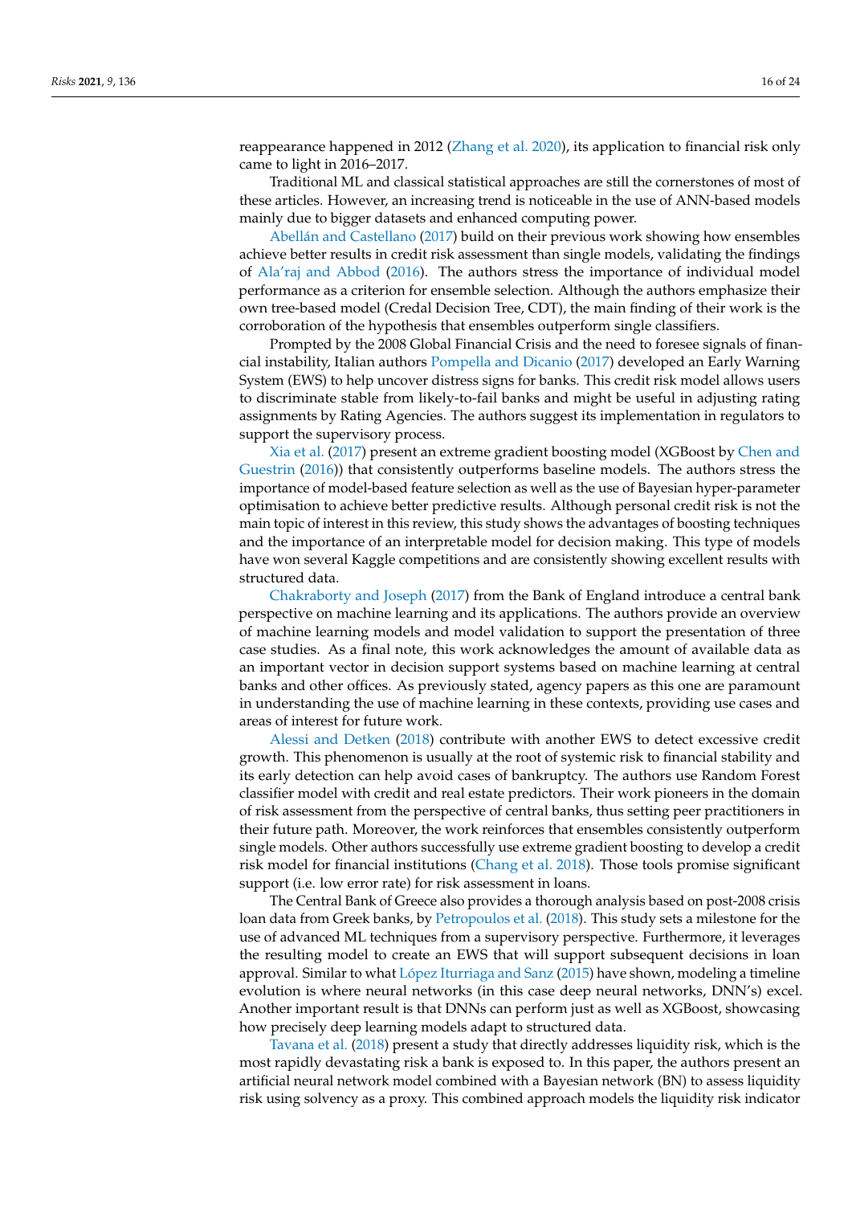reappearance happened in 2012 (Zhang et al. 2020), its application to financial risk only came to light in 2016–2017.

Traditional ML and classical statistical approaches are still the cornerstones of most of these articles. However, an increasing trend is noticeable in the use of ANN-based models mainly due to bigger datasets and enhanced computing power.

Abellán and Castellano (2017) build on their previous work showing how ensembles achieve better results in credit risk assessment than single models, validating the findings of Ala'raj and Abbod (2016). The authors stress the importance of individual model performance as a criterion for ensemble selection. Although the authors emphasize their own tree-based model (Credal Decision Tree, CDT), the main finding of their work is the corroboration of the hypothesis that ensembles outperform single classifiers.

Prompted by the 2008 Global Financial Crisis and the need to foresee signals of financial instability, Italian authors Pompella and Dicanio (2017) developed an Early Warning System (EWS) to help uncover distress signs for banks. This credit risk model allows users to discriminate stable from likely-to-fail banks and might be useful in adjusting rating assignments by Rating Agencies. The authors suggest its implementation in regulators to support the supervisory process.

Xia et al. (2017) present an extreme gradient boosting model (XGBoost by Chen and Guestrin (2016)) that consistently outperforms baseline models. The authors stress the importance of model-based feature selection as well as the use of Bayesian hyper-parameter optimisation to achieve better predictive results. Although personal credit risk is not the main topic of interest in this review, this study shows the advantages of boosting techniques and the importance of an interpretable model for decision making. This type of models have won several Kaggle competitions and are consistently showing excellent results with structured data.

Chakraborty and Joseph (2017) from the Bank of England introduce a central bank perspective on machine learning and its applications. The authors provide an overview of machine learning models and model validation to support the presentation of three case studies. As a final note, this work acknowledges the amount of available data as an important vector in decision support systems based on machine learning at central banks and other offices. As previously stated, agency papers as this one are paramount in understanding the use of machine learning in these contexts, providing use cases and areas of interest for future work.

Alessi and Detken (2018) contribute with another EWS to detect excessive credit growth. This phenomenon is usually at the root of systemic risk to financial stability and its early detection can help avoid cases of bankruptcy. The authors use Random Forest classifier model with credit and real estate predictors. Their work pioneers in the domain of risk assessment from the perspective of central banks, thus setting peer practitioners in their future path. Moreover, the work reinforces that ensembles consistently outperform single models. Other authors successfully use extreme gradient boosting to develop a credit risk model for financial institutions (Chang et al. 2018). Those tools promise significant support (i.e. low error rate) for risk assessment in loans.

The Central Bank of Greece also provides a thorough analysis based on post-2008 crisis loan data from Greek banks, by Petropoulos et al. (2018). This study sets a milestone for the use of advanced ML techniques from a supervisory perspective. Furthermore, it leverages the resulting model to create an EWS that will support subsequent decisions in loan approval. Similar to what López Iturriaga and Sanz (2015) have shown, modeling a timeline evolution is where neural networks (in this case deep neural networks, DNN's) excel. Another important result is that DNNs can perform just as well as XGBoost, showcasing how precisely deep learning models adapt to structured data.

Tavana et al. (2018) present a study that directly addresses liquidity risk, which is the most rapidly devastating risk a bank is exposed to. In this paper, the authors present an artificial neural network model combined with a Bayesian network (BN) to assess liquidity risk using solvency as a proxy. This combined approach models the liquidity risk indicator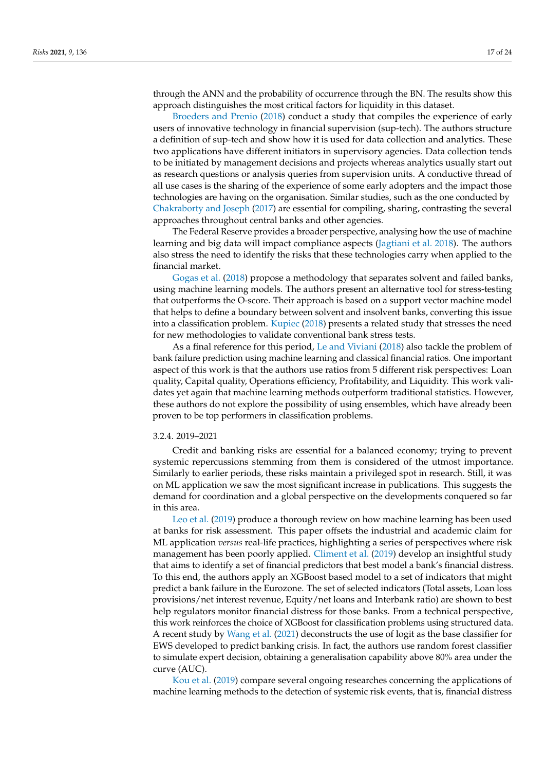through the ANN and the probability of occurrence through the BN. The results show this approach distinguishes the most critical factors for liquidity in this dataset.

Broeders and Prenio (2018) conduct a study that compiles the experience of early users of innovative technology in financial supervision (sup-tech). The authors structure a definition of sup-tech and show how it is used for data collection and analytics. These two applications have different initiators in supervisory agencies. Data collection tends to be initiated by management decisions and projects whereas analytics usually start out as research questions or analysis queries from supervision units. A conductive thread of all use cases is the sharing of the experience of some early adopters and the impact those technologies are having on the organisation. Similar studies, such as the one conducted by Chakraborty and Joseph (2017) are essential for compiling, sharing, contrasting the several approaches throughout central banks and other agencies.

The Federal Reserve provides a broader perspective, analysing how the use of machine learning and big data will impact compliance aspects (Jagtiani et al. 2018). The authors also stress the need to identify the risks that these technologies carry when applied to the financial market.

Gogas et al. (2018) propose a methodology that separates solvent and failed banks, using machine learning models. The authors present an alternative tool for stress-testing that outperforms the O-score. Their approach is based on a support vector machine model that helps to define a boundary between solvent and insolvent banks, converting this issue into a classification problem. Kupiec (2018) presents a related study that stresses the need for new methodologies to validate conventional bank stress tests.

As a final reference for this period, Le and Viviani (2018) also tackle the problem of bank failure prediction using machine learning and classical financial ratios. One important aspect of this work is that the authors use ratios from 5 different risk perspectives: Loan quality, Capital quality, Operations efficiency, Profitability, and Liquidity. This work validates yet again that machine learning methods outperform traditional statistics. However, these authors do not explore the possibility of using ensembles, which have already been proven to be top performers in classification problems.

#### 3.2.4. 2019–2021

Credit and banking risks are essential for a balanced economy; trying to prevent systemic repercussions stemming from them is considered of the utmost importance. Similarly to earlier periods, these risks maintain a privileged spot in research. Still, it was on ML application we saw the most significant increase in publications. This suggests the demand for coordination and a global perspective on the developments conquered so far in this area.

Leo et al. (2019) produce a thorough review on how machine learning has been used at banks for risk assessment. This paper offsets the industrial and academic claim for ML application *versus* real-life practices, highlighting a series of perspectives where risk management has been poorly applied. Climent et al. (2019) develop an insightful study that aims to identify a set of financial predictors that best model a bank's financial distress. To this end, the authors apply an XGBoost based model to a set of indicators that might predict a bank failure in the Eurozone. The set of selected indicators (Total assets, Loan loss provisions/net interest revenue, Equity/net loans and Interbank ratio) are shown to best help regulators monitor financial distress for those banks. From a technical perspective, this work reinforces the choice of XGBoost for classification problems using structured data. A recent study by Wang et al. (2021) deconstructs the use of logit as the base classifier for EWS developed to predict banking crisis. In fact, the authors use random forest classifier to simulate expert decision, obtaining a generalisation capability above 80% area under the curve (AUC).

Kou et al. (2019) compare several ongoing researches concerning the applications of machine learning methods to the detection of systemic risk events, that is, financial distress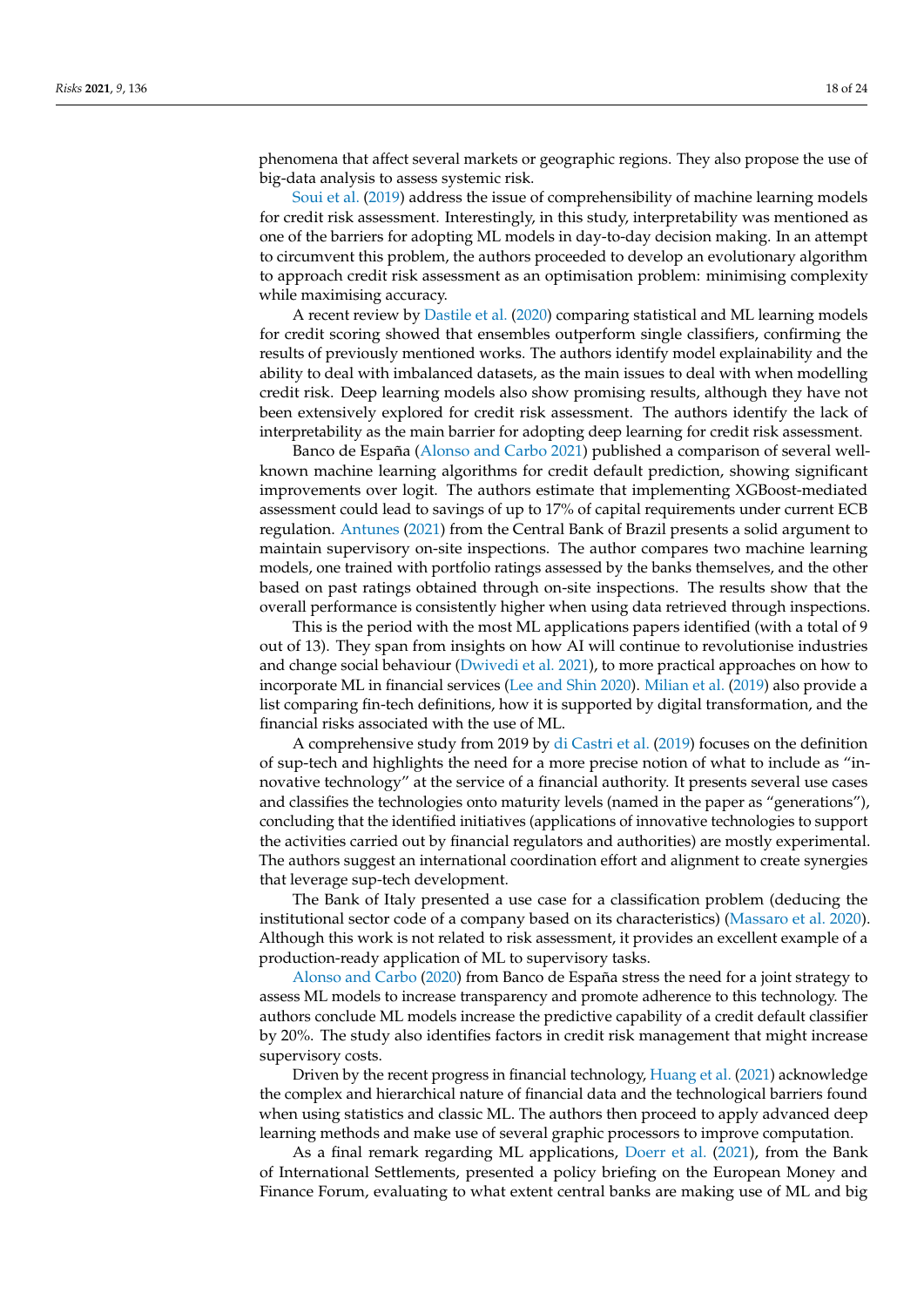phenomena that affect several markets or geographic regions. They also propose the use of big-data analysis to assess systemic risk.

Soui et al. (2019) address the issue of comprehensibility of machine learning models for credit risk assessment. Interestingly, in this study, interpretability was mentioned as one of the barriers for adopting ML models in day-to-day decision making. In an attempt to circumvent this problem, the authors proceeded to develop an evolutionary algorithm to approach credit risk assessment as an optimisation problem: minimising complexity while maximising accuracy.

A recent review by Dastile et al. (2020) comparing statistical and ML learning models for credit scoring showed that ensembles outperform single classifiers, confirming the results of previously mentioned works. The authors identify model explainability and the ability to deal with imbalanced datasets, as the main issues to deal with when modelling credit risk. Deep learning models also show promising results, although they have not been extensively explored for credit risk assessment. The authors identify the lack of interpretability as the main barrier for adopting deep learning for credit risk assessment.

Banco de España (Alonso and Carbo 2021) published a comparison of several well-known machine learning algorithms for credit default prediction, showing significant improvements over logit. The authors estimate that implementing XGBoost-mediated assessment could lead to savings of up to 17% of capital requirements under current ECB regulation. Antunes (2021) from the Central Bank of Brazil presents a solid argument to maintain supervisory on-site inspections. The author compares two machine learning models, one trained with portfolio ratings assessed by the banks themselves, and the other based on past ratings obtained through on-site inspections. The results show that the overall performance is consistently higher when using data retrieved through inspections.

This is the period with the most ML applications papers identified (with a total of 9 out of 13). They span from insights on how AI will continue to revolutionise industries and change social behaviour (Dwivedi et al. 2021), to more practical approaches on how to incorporate ML in financial services (Lee and Shin 2020). Milian et al. (2019) also provide a list comparing fin-tech definitions, how it is supported by digital transformation, and the financial risks associated with the use of ML.

A comprehensive study from 2019 by di Castri et al. (2019) focuses on the definition of sup-tech and highlights the need for a more precise notion of what to include as "innovative technology" at the service of a financial authority. It presents several use cases and classifies the technologies onto maturity levels (named in the paper as "generations"), concluding that the identified initiatives (applications of innovative technologies to support the activities carried out by financial regulators and authorities) are mostly experimental. The authors suggest an international coordination effort and alignment to create synergies that leverage sup-tech development.

The Bank of Italy presented a use case for a classification problem (deducing the institutional sector code of a company based on its characteristics) (Massaro et al. 2020). Although this work is not related to risk assessment, it provides an excellent example of a production-ready application of ML to supervisory tasks.

Alonso and Carbo (2020) from Banco de España stress the need for a joint strategy to assess ML models to increase transparency and promote adherence to this technology. The authors conclude ML models increase the predictive capability of a credit default classifier by 20%. The study also identifies factors in credit risk management that might increase supervisory costs.

Driven by the recent progress in financial technology, Huang et al. (2021) acknowledge the complex and hierarchical nature of financial data and the technological barriers found when using statistics and classic ML. The authors then proceed to apply advanced deep learning methods and make use of several graphic processors to improve computation.

As a final remark regarding ML applications, Doerr et al. (2021), from the Bank of International Settlements, presented a policy briefing on the European Money and Finance Forum, evaluating to what extent central banks are making use of ML and big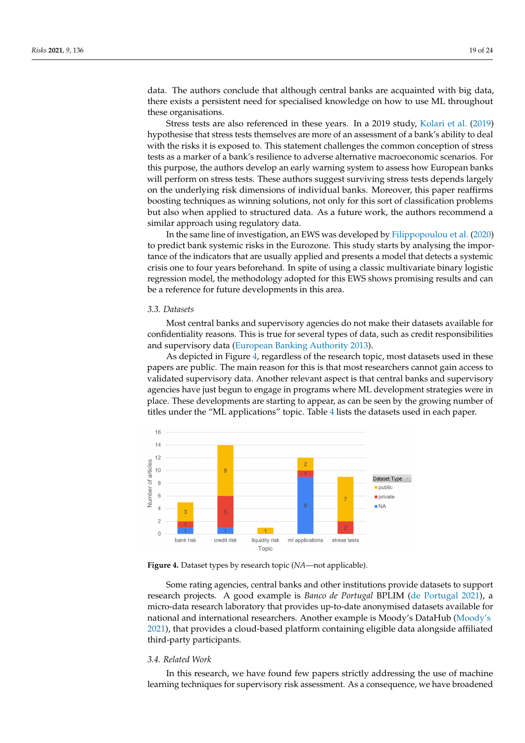data. The authors conclude that although central banks are acquainted with big data, there exists a persistent need for specialised knowledge on how to use ML throughout these organisations.

Stress tests are also referenced in these years. In a 2019 study, Kolari et al. (2019) hypothesise that stress tests themselves are more of an assessment of a bank's ability to deal with the risks it is exposed to. This statement challenges the common conception of stress tests as a marker of a bank's resilience to adverse alternative macroeconomic scenarios. For this purpose, the authors develop an early warning system to assess how European banks will perform on stress tests. These authors suggest surviving stress tests depends largely on the underlying risk dimensions of individual banks. Moreover, this paper reaffirms boosting techniques as winning solutions, not only for this sort of classification problems but also when applied to structured data. As a future work, the authors recommend a similar approach using regulatory data.

In the same line of investigation, an EWS was developed by Filippopoulou et al. (2020) to predict bank systemic risks in the Eurozone. This study starts by analysing the importance of the indicators that are usually applied and presents a model that detects a systemic crisis one to four years beforehand. In spite of using a classic multivariate binary logistic regression model, the methodology adopted for this EWS shows promising results and can be a reference for future developments in this area.

### 3.3. Datasets

Most central banks and supervisory agencies do not make their datasets available for confidentiality reasons. This is true for several types of data, such as credit responsibilities and supervisory data (European Banking Authority 2013).

As depicted in Figure 4, regardless of the research topic, most datasets used in these papers are public. The main reason for this is that most researchers cannot gain access to validated supervisory data. Another relevant aspect is that central banks and supervisory agencies have just begun to engage in programs where ML development strategies were in place. These developments are starting to appear, as can be seen by the growing number of titles under the "ML applications" topic. Table 4 lists the datasets used in each paper.

| Topic | NA | private | public |
|---|---|---|---|
| bank risk | 1 | 1 | 3 |
| credit risk | 1 | 5 | 8 |
| liquidity risk | | | 1 |
| ml applications | 9 | 1 | 2 |
| stress tests | | 2 | 7 |

**Figure 4.** Dataset types by research topic (*NA*—not applicable).

Some rating agencies, central banks and other institutions provide datasets to support research projects. A good example is *Banco de Portugal* BPLIM (de Portugal 2021), a micro-data research laboratory that provides up-to-date anonymised datasets available for national and international researchers. Another example is Moody's DataHub (Moody's 2021), that provides a cloud-based platform containing eligible data alongside affiliated third-party participants.

### 3.4. Related Work

In this research, we have found few papers strictly addressing the use of machine learning techniques for supervisory risk assessment. As a consequence, we have broadened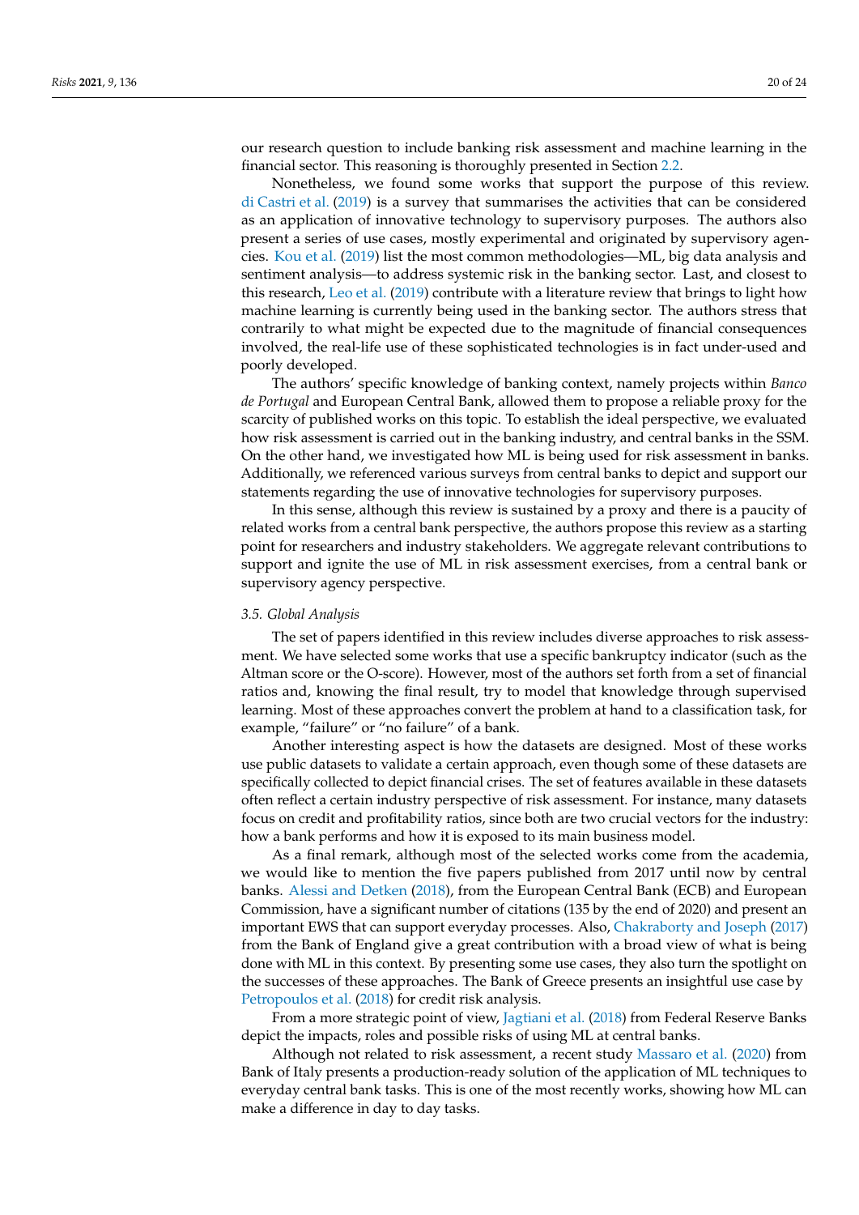our research question to include banking risk assessment and machine learning in the financial sector. This reasoning is thoroughly presented in Section 2.2.

Nonetheless, we found some works that support the purpose of this review. di Castri et al. (2019) is a survey that summarises the activities that can be considered as an application of innovative technology to supervisory purposes. The authors also present a series of use cases, mostly experimental and originated by supervisory agencies. Kou et al. (2019) list the most common methodologies—ML, big data analysis and sentiment analysis—to address systemic risk in the banking sector. Last, and closest to this research, Leo et al. (2019) contribute with a literature review that brings to light how machine learning is currently being used in the banking sector. The authors stress that contrarily to what might be expected due to the magnitude of financial consequences involved, the real-life use of these sophisticated technologies is in fact under-used and poorly developed.

The authors' specific knowledge of banking context, namely projects within *Banco de Portugal* and European Central Bank, allowed them to propose a reliable proxy for the scarcity of published works on this topic. To establish the ideal perspective, we evaluated how risk assessment is carried out in the banking industry, and central banks in the SSM. On the other hand, we investigated how ML is being used for risk assessment in banks. Additionally, we referenced various surveys from central banks to depict and support our statements regarding the use of innovative technologies for supervisory purposes.

In this sense, although this review is sustained by a proxy and there is a paucity of related works from a central bank perspective, the authors propose this review as a starting point for researchers and industry stakeholders. We aggregate relevant contributions to support and ignite the use of ML in risk assessment exercises, from a central bank or supervisory agency perspective.

### 3.5. Global Analysis

The set of papers identified in this review includes diverse approaches to risk assessment. We have selected some works that use a specific bankruptcy indicator (such as the Altman score or the O-score). However, most of the authors set forth from a set of financial ratios and, knowing the final result, try to model that knowledge through supervised learning. Most of these approaches convert the problem at hand to a classification task, for example, "failure" or "no failure" of a bank.

Another interesting aspect is how the datasets are designed. Most of these works use public datasets to validate a certain approach, even though some of these datasets are specifically collected to depict financial crises. The set of features available in these datasets often reflect a certain industry perspective of risk assessment. For instance, many datasets focus on credit and profitability ratios, since both are two crucial vectors for the industry: how a bank performs and how it is exposed to its main business model.

As a final remark, although most of the selected works come from the academia, we would like to mention the five papers published from 2017 until now by central banks. Alessi and Detken (2018), from the European Central Bank (ECB) and European Commission, have a significant number of citations (135 by the end of 2020) and present an important EWS that can support everyday processes. Also, Chakraborty and Joseph (2017) from the Bank of England give a great contribution with a broad view of what is being done with ML in this context. By presenting some use cases, they also turn the spotlight on the successes of these approaches. The Bank of Greece presents an insightful use case by Petropoulos et al. (2018) for credit risk analysis.

From a more strategic point of view, Jagtiani et al. (2018) from Federal Reserve Banks depict the impacts, roles and possible risks of using ML at central banks.

Although not related to risk assessment, a recent study Massaro et al. (2020) from Bank of Italy presents a production-ready solution of the application of ML techniques to everyday central bank tasks. This is one of the most recently works, showing how ML can make a difference in day to day tasks.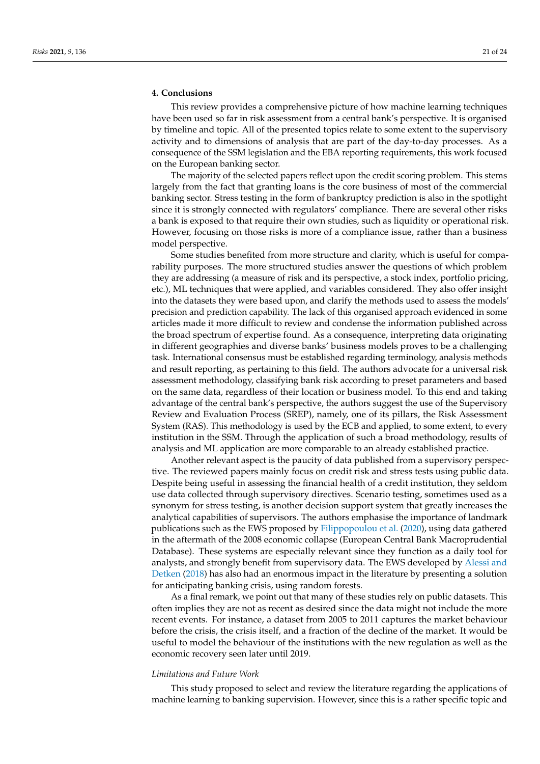## 4. Conclusions

This review provides a comprehensive picture of how machine learning techniques have been used so far in risk assessment from a central bank's perspective. It is organised by timeline and topic. All of the presented topics relate to some extent to the supervisory activity and to dimensions of analysis that are part of the day-to-day processes. As a consequence of the SSM legislation and the EBA reporting requirements, this work focused on the European banking sector.

The majority of the selected papers reflect upon the credit scoring problem. This stems largely from the fact that granting loans is the core business of most of the commercial banking sector. Stress testing in the form of bankruptcy prediction is also in the spotlight since it is strongly connected with regulators' compliance. There are several other risks a bank is exposed to that require their own studies, such as liquidity or operational risk. However, focusing on those risks is more of a compliance issue, rather than a business model perspective.

Some studies benefited from more structure and clarity, which is useful for comparability purposes. The more structured studies answer the questions of which problem they are addressing (a measure of risk and its perspective, a stock index, portfolio pricing, etc.), ML techniques that were applied, and variables considered. They also offer insight into the datasets they were based upon, and clarify the methods used to assess the models' precision and prediction capability. The lack of this organised approach evidenced in some articles made it more difficult to review and condense the information published across the broad spectrum of expertise found. As a consequence, interpreting data originating in different geographies and diverse banks' business models proves to be a challenging task. International consensus must be established regarding terminology, analysis methods and result reporting, as pertaining to this field. The authors advocate for a universal risk assessment methodology, classifying bank risk according to preset parameters and based on the same data, regardless of their location or business model. To this end and taking advantage of the central bank's perspective, the authors suggest the use of the Supervisory Review and Evaluation Process (SREP), namely, one of its pillars, the Risk Assessment System (RAS). This methodology is used by the ECB and applied, to some extent, to every institution in the SSM. Through the application of such a broad methodology, results of analysis and ML application are more comparable to an already established practice.

Another relevant aspect is the paucity of data published from a supervisory perspective. The reviewed papers mainly focus on credit risk and stress tests using public data. Despite being useful in assessing the financial health of a credit institution, they seldom use data collected through supervisory directives. Scenario testing, sometimes used as a synonym for stress testing, is another decision support system that greatly increases the analytical capabilities of supervisors. The authors emphasise the importance of landmark publications such as the EWS proposed by Filippopoulou et al. (2020), using data gathered in the aftermath of the 2008 economic collapse (European Central Bank Macroprudential Database). These systems are especially relevant since they function as a daily tool for analysts, and strongly benefit from supervisory data. The EWS developed by Alessi and Detken (2018) has also had an enormous impact in the literature by presenting a solution for anticipating banking crisis, using random forests.

As a final remark, we point out that many of these studies rely on public datasets. This often implies they are not as recent as desired since the data might not include the more recent events. For instance, a dataset from 2005 to 2011 captures the market behaviour before the crisis, the crisis itself, and a fraction of the decline of the market. It would be useful to model the behaviour of the institutions with the new regulation as well as the economic recovery seen later until 2019.

### *Limitations and Future Work*

This study proposed to select and review the literature regarding the applications of machine learning to banking supervision. However, since this is a rather specific topic and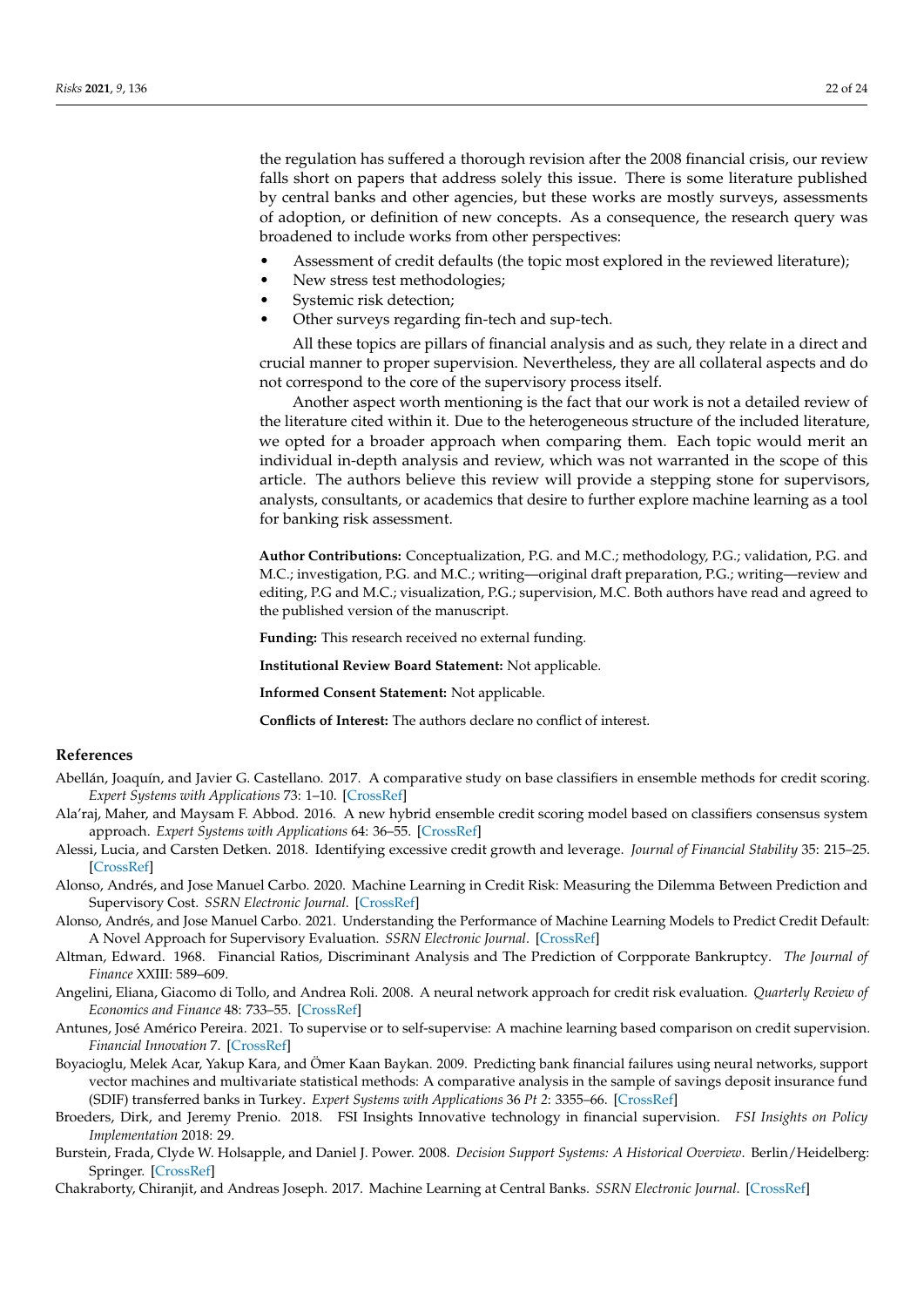the regulation has suffered a thorough revision after the 2008 financial crisis, our review falls short on papers that address solely this issue. There is some literature published by central banks and other agencies, but these works are mostly surveys, assessments of adoption, or definition of new concepts. As a consequence, the research query was broadened to include works from other perspectives:

- Assessment of credit defaults (the topic most explored in the reviewed literature);
- New stress test methodologies;
- Systemic risk detection;
- Other surveys regarding fin-tech and sup-tech.

All these topics are pillars of financial analysis and as such, they relate in a direct and crucial manner to proper supervision. Nevertheless, they are all collateral aspects and do not correspond to the core of the supervisory process itself.

Another aspect worth mentioning is the fact that our work is not a detailed review of the literature cited within it. Due to the heterogeneous structure of the included literature, we opted for a broader approach when comparing them. Each topic would merit an individual in-depth analysis and review, which was not warranted in the scope of this article. The authors believe this review will provide a stepping stone for supervisors, analysts, consultants, or academics that desire to further explore machine learning as a tool for banking risk assessment.

**Author Contributions:** Conceptualization, P.G. and M.C.; methodology, P.G.; validation, P.G. and M.C.; investigation, P.G. and M.C.; writing—original draft preparation, P.G.; writing—review and editing, P.G and M.C.; visualization, P.G.; supervision, M.C. Both authors have read and agreed to the published version of the manuscript.

**Funding:** This research received no external funding.

**Institutional Review Board Statement:** Not applicable.

**Informed Consent Statement:** Not applicable.

**Conflicts of Interest:** The authors declare no conflict of interest.

## References

Abellán, Joaquín, and Javier G. Castellano. 2017. A comparative study on base classifiers in ensemble methods for credit scoring. *Expert Systems with Applications* 73: 1–10. [CrossRef]

Ala'raj, Maher, and Maysam F. Abbod. 2016. A new hybrid ensemble credit scoring model based on classifiers consensus system approach. *Expert Systems with Applications* 64: 36–55. [CrossRef]

Alessi, Lucia, and Carsten Detken. 2018. Identifying excessive credit growth and leverage. *Journal of Financial Stability* 35: 215–25. [CrossRef]

Alonso, Andrés, and Jose Manuel Carbo. 2020. Machine Learning in Credit Risk: Measuring the Dilemma Between Prediction and Supervisory Cost. *SSRN Electronic Journal*. [CrossRef]

Alonso, Andrés, and Jose Manuel Carbo. 2021. Understanding the Performance of Machine Learning Models to Predict Credit Default: A Novel Approach for Supervisory Evaluation. *SSRN Electronic Journal*. [CrossRef]

Altman, Edward. 1968. Financial Ratios, Discriminant Analysis and The Prediction of Corpporate Bankruptcy. *The Journal of Finance* XXIII: 589–609.

Angelini, Eliana, Giacomo di Tollo, and Andrea Roli. 2008. A neural network approach for credit risk evaluation. *Quarterly Review of Economics and Finance* 48: 733–55. [CrossRef]

Antunes, José Américo Pereira. 2021. To supervise or to self-supervise: A machine learning based comparison on credit supervision. *Financial Innovation* 7. [CrossRef]

Boyacioglu, Melek Acar, Yakup Kara, and Ömer Kaan Baykan. 2009. Predicting bank financial failures using neural networks, support vector machines and multivariate statistical methods: A comparative analysis in the sample of savings deposit insurance fund (SDIF) transferred banks in Turkey. *Expert Systems with Applications* 36 *Pt 2*: 3355–66. [CrossRef]

Broeders, Dirk, and Jeremy Prenio. 2018. FSI Insights Innovative technology in financial supervision. *FSI Insights on Policy Implementation* 2018: 29.

Burstein, Frada, Clyde W. Holsapple, and Daniel J. Power. 2008. *Decision Support Systems: A Historical Overview*. Berlin/Heidelberg: Springer. [CrossRef]

Chakraborty, Chiranjit, and Andreas Joseph. 2017. Machine Learning at Central Banks. *SSRN Electronic Journal*. [CrossRef]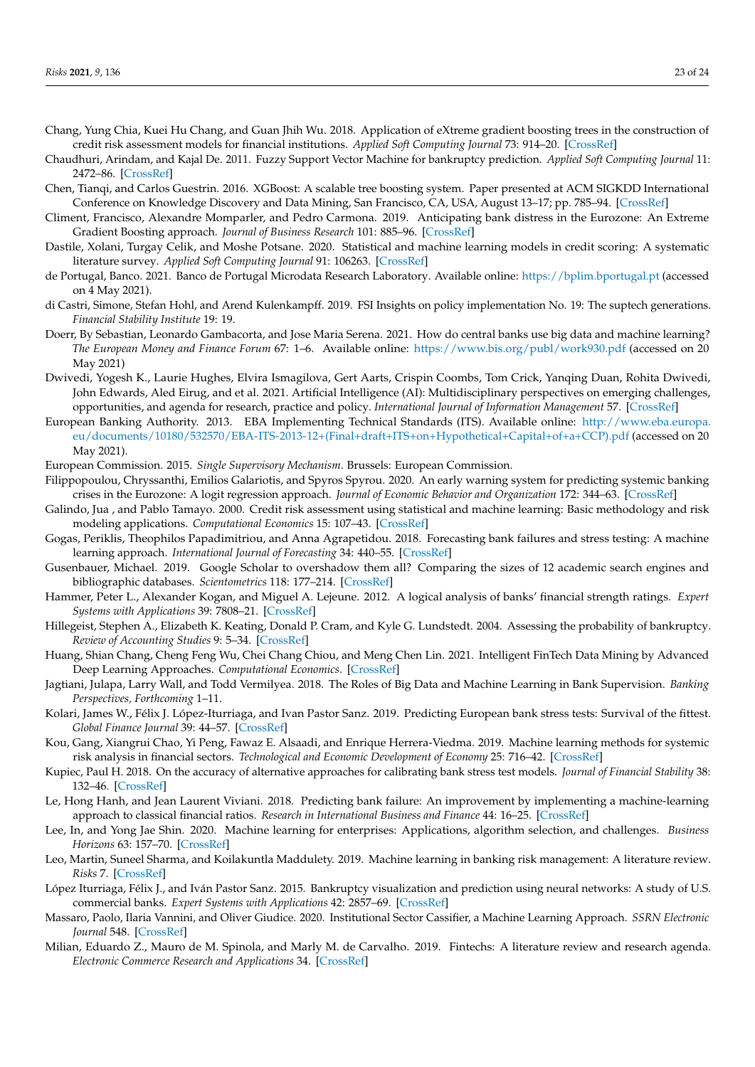Chang, Yung Chia, Kuei Hu Chang, and Guan Jhih Wu. 2018. Application of eXtreme gradient boosting trees in the construction of credit risk assessment models for financial institutions. *Applied Soft Computing Journal* 73: 914–20. [CrossRef]

Chaudhuri, Arindam, and Kajal De. 2011. Fuzzy Support Vector Machine for bankruptcy prediction. *Applied Soft Computing Journal* 11: 2472–86. [CrossRef]

Chen, Tianqi, and Carlos Guestrin. 2016. XGBoost: A scalable tree boosting system. Paper presented at ACM SIGKDD International Conference on Knowledge Discovery and Data Mining, San Francisco, CA, USA, August 13–17; pp. 785–94. [CrossRef]

Climent, Francisco, Alexandre Momparler, and Pedro Carmona. 2019. Anticipating bank distress in the Eurozone: An Extreme Gradient Boosting approach. *Journal of Business Research* 101: 885–96. [CrossRef]

Dastile, Xolani, Turgay Celik, and Moshe Potsane. 2020. Statistical and machine learning models in credit scoring: A systematic literature survey. *Applied Soft Computing Journal* 91: 106263. [CrossRef]

de Portugal, Banco. 2021. Banco de Portugal Microdata Research Laboratory. Available online: https://bplim.bportugal.pt (accessed on 4 May 2021).

di Castri, Simone, Stefan Hohl, and Arend Kulenkampff. 2019. FSI Insights on policy implementation No. 19: The suptech generations. *Financial Stability Institute* 19: 19.

Doerr, By Sebastian, Leonardo Gambacorta, and Jose Maria Serena. 2021. How do central banks use big data and machine learning? *The European Money and Finance Forum* 67: 1–6. Available online: https://www.bis.org/publ/work930.pdf (accessed on 20 May 2021)

Dwivedi, Yogesh K., Laurie Hughes, Elvira Ismagilova, Gert Aarts, Crispin Coombs, Tom Crick, Yanqing Duan, Rohita Dwivedi, John Edwards, Aled Eirug, and et al. 2021. Artificial Intelligence (AI): Multidisciplinary perspectives on emerging challenges, opportunities, and agenda for research, practice and policy. *International Journal of Information Management* 57. [CrossRef]

European Banking Authority. 2013. EBA Implementing Technical Standards (ITS). Available online: http://www.eba.europa.eu/documents/10180/532570/EBA-ITS-2013-12+(Final+draft+ITS+on+Hypothetical+Capital+of+a+CCP).pdf (accessed on 20 May 2021).

European Commission. 2015. *Single Supervisory Mechanism*. Brussels: European Commission.

Filippopoulou, Chryssanthi, Emilios Galariotis, and Spyros Spyrou. 2020. An early warning system for predicting systemic banking crises in the Eurozone: A logit regression approach. *Journal of Economic Behavior and Organization* 172: 344–63. [CrossRef]

Galindo, Jua , and Pablo Tamayo. 2000. Credit risk assessment using statistical and machine learning: Basic methodology and risk modeling applications. *Computational Economics* 15: 107–43. [CrossRef]

Gogas, Periklis, Theophilos Papadimitriou, and Anna Agrapetidou. 2018. Forecasting bank failures and stress testing: A machine learning approach. *International Journal of Forecasting* 34: 440–55. [CrossRef]

Gusenbauer, Michael. 2019. Google Scholar to overshadow them all? Comparing the sizes of 12 academic search engines and bibliographic databases. *Scientometrics* 118: 177–214. [CrossRef]

Hammer, Peter L., Alexander Kogan, and Miguel A. Lejeune. 2012. A logical analysis of banks' financial strength ratings. *Expert Systems with Applications* 39: 7808–21. [CrossRef]

Hillegeist, Stephen A., Elizabeth K. Keating, Donald P. Cram, and Kyle G. Lundstedt. 2004. Assessing the probability of bankruptcy. *Review of Accounting Studies* 9: 5–34. [CrossRef]

Huang, Shian Chang, Cheng Feng Wu, Chei Chang Chiou, and Meng Chen Lin. 2021. Intelligent FinTech Data Mining by Advanced Deep Learning Approaches. *Computational Economics*. [CrossRef]

Jagtiani, Julapa, Larry Wall, and Todd Vermilyea. 2018. The Roles of Big Data and Machine Learning in Bank Supervision. *Banking Perspectives, Forthcoming* 1–11.

Kolari, James W., Félix J. López-Iturriaga, and Ivan Pastor Sanz. 2019. Predicting European bank stress tests: Survival of the fittest. *Global Finance Journal* 39: 44–57. [CrossRef]

Kou, Gang, Xiangrui Chao, Yi Peng, Fawaz E. Alsaadi, and Enrique Herrera-Viedma. 2019. Machine learning methods for systemic risk analysis in financial sectors. *Technological and Economic Development of Economy* 25: 716–42. [CrossRef]

Kupiec, Paul H. 2018. On the accuracy of alternative approaches for calibrating bank stress test models. *Journal of Financial Stability* 38: 132–46. [CrossRef]

Le, Hong Hanh, and Jean Laurent Viviani. 2018. Predicting bank failure: An improvement by implementing a machine-learning approach to classical financial ratios. *Research in International Business and Finance* 44: 16–25. [CrossRef]

Lee, In, and Yong Jae Shin. 2020. Machine learning for enterprises: Applications, algorithm selection, and challenges. *Business Horizons* 63: 157–70. [CrossRef]

Leo, Martin, Suneel Sharma, and Koilakuntla Maddulety. 2019. Machine learning in banking risk management: A literature review. *Risks* 7. [CrossRef]

López Iturriaga, Félix J., and Iván Pastor Sanz. 2015. Bankruptcy visualization and prediction using neural networks: A study of U.S. commercial banks. *Expert Systems with Applications* 42: 2857–69. [CrossRef]

Massaro, Paolo, Ilaria Vannini, and Oliver Giudice. 2020. Institutional Sector Cassifier, a Machine Learning Approach. *SSRN Electronic Journal* 548. [CrossRef]

Milian, Eduardo Z., Mauro de M. Spinola, and Marly M. de Carvalho. 2019. Fintechs: A literature review and research agenda. *Electronic Commerce Research and Applications* 34. [CrossRef]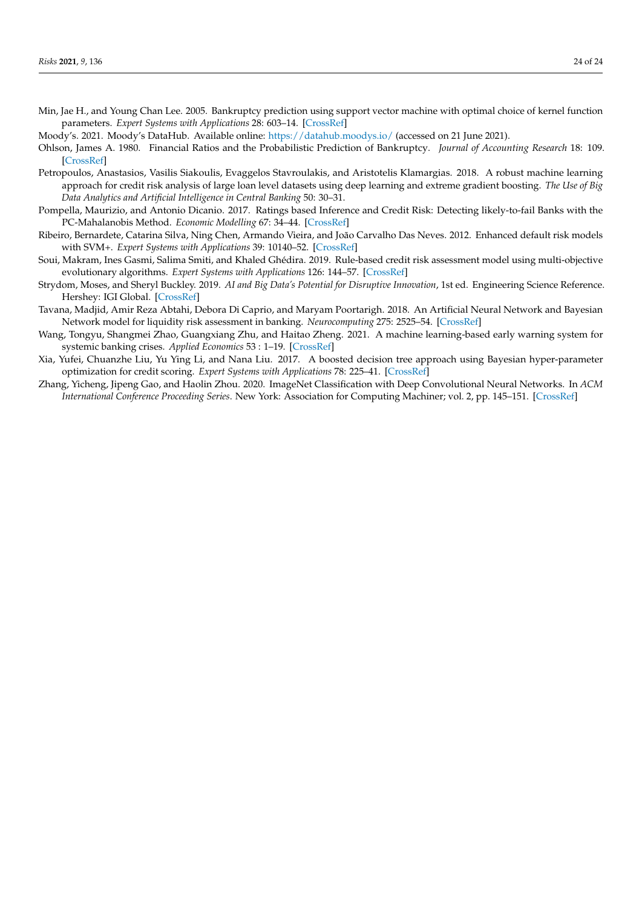Min, Jae H., and Young Chan Lee. 2005. Bankruptcy prediction using support vector machine with optimal choice of kernel function parameters. *Expert Systems with Applications* 28: 603–14. [CrossRef]

Moody's. 2021. Moody's DataHub. Available online: https://datahub.moodys.io/ (accessed on 21 June 2021).

Ohlson, James A. 1980. Financial Ratios and the Probabilistic Prediction of Bankruptcy. *Journal of Accounting Research* 18: 109. [CrossRef]

Petropoulos, Anastasios, Vasilis Siakoulis, Evaggelos Stavroulakis, and Aristotelis Klamargias. 2018. A robust machine learning approach for credit risk analysis of large loan level datasets using deep learning and extreme gradient boosting. *The Use of Big Data Analytics and Artificial Intelligence in Central Banking* 50: 30–31.

Pompella, Maurizio, and Antonio Dicanio. 2017. Ratings based Inference and Credit Risk: Detecting likely-to-fail Banks with the PC-Mahalanobis Method. *Economic Modelling* 67: 34–44. [CrossRef]

Ribeiro, Bernardete, Catarina Silva, Ning Chen, Armando Vieira, and João Carvalho Das Neves. 2012. Enhanced default risk models with SVM+. *Expert Systems with Applications* 39: 10140–52. [CrossRef]

Soui, Makram, Ines Gasmi, Salima Smiti, and Khaled Ghédira. 2019. Rule-based credit risk assessment model using multi-objective evolutionary algorithms. *Expert Systems with Applications* 126: 144–57. [CrossRef]

Strydom, Moses, and Sheryl Buckley. 2019. *AI and Big Data's Potential for Disruptive Innovation*, 1st ed. Engineering Science Reference. Hershey: IGI Global. [CrossRef]

Tavana, Madjid, Amir Reza Abtahi, Debora Di Caprio, and Maryam Poortarigh. 2018. An Artificial Neural Network and Bayesian Network model for liquidity risk assessment in banking. *Neurocomputing* 275: 2525–54. [CrossRef]

Wang, Tongyu, Shangmei Zhao, Guangxiang Zhu, and Haitao Zheng. 2021. A machine learning-based early warning system for systemic banking crises. *Applied Economics* 53 : 1–19. [CrossRef]

Xia, Yufei, Chuanzhe Liu, Yu Ying Li, and Nana Liu. 2017. A boosted decision tree approach using Bayesian hyper-parameter optimization for credit scoring. *Expert Systems with Applications* 78: 225–41. [CrossRef]

Zhang, Yicheng, Jipeng Gao, and Haolin Zhou. 2020. ImageNet Classification with Deep Convolutional Neural Networks. In *ACM International Conference Proceeding Series*. New York: Association for Computing Machiner; vol. 2, pp. 145–151. [CrossRef]